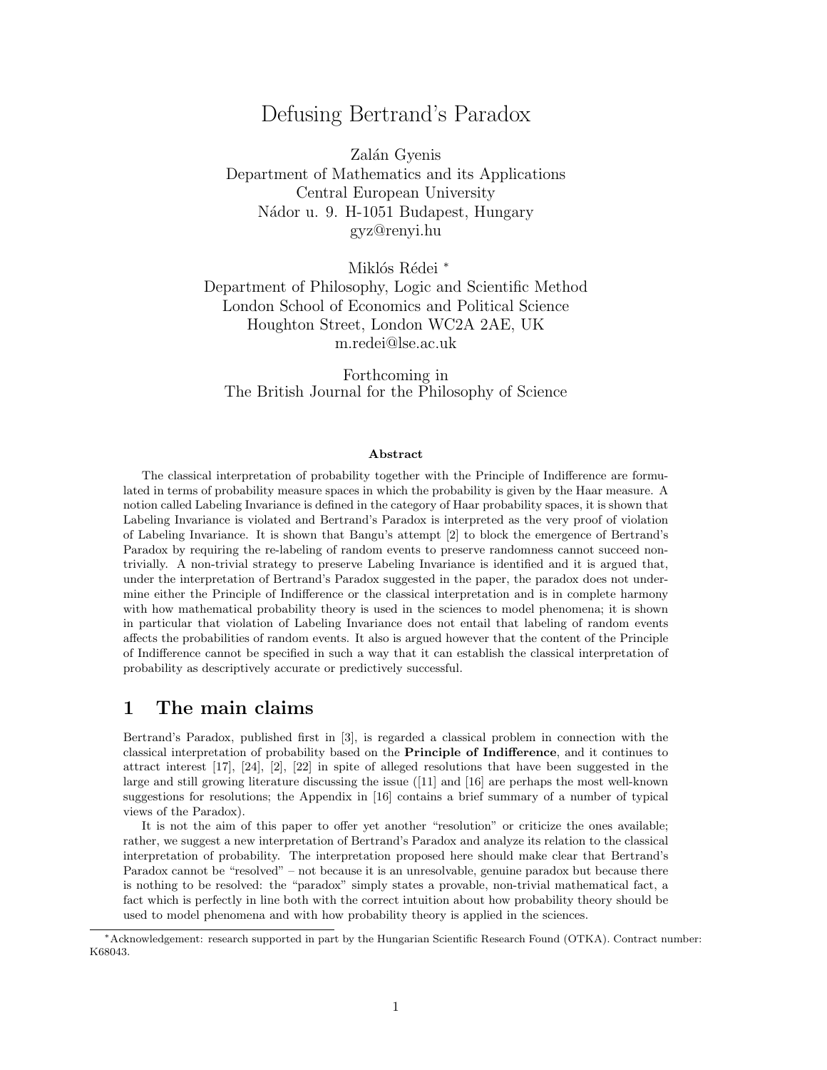# Defusing Bertrand's Paradox

Zalán Gyenis
Department of Mathematics and its Applications
Central European University
Nádor u. 9. H-1051 Budapest, Hungary
gyz@renyi.hu

Miklós Rédei [*]
Department of Philosophy, Logic and Scientific Method
London School of Economics and Political Science
Houghton Street, London WC2A 2AE, UK
m.redei@lse.ac.uk

Forthcoming in
The British Journal for the Philosophy of Science

**Abstract**

The classical interpretation of probability together with the Principle of Indifference are formulated in terms of probability measure spaces in which the probability is given by the Haar measure. A notion called Labeling Invariance is defined in the category of Haar probability spaces, it is shown that Labeling Invariance is violated and Bertrand's Paradox is interpreted as the very proof of violation of Labeling Invariance. It is shown that Bangu's attempt [2] to block the emergence of Bertrand's Paradox by requiring the re-labeling of random events to preserve randomness cannot succeed non-trivially. A non-trivial strategy to preserve Labeling Invariance is identified and it is argued that, under the interpretation of Bertrand's Paradox suggested in the paper, the paradox does not undermine either the Principle of Indifference or the classical interpretation and is in complete harmony with how mathematical probability theory is used in the sciences to model phenomena; it is shown in particular that violation of Labeling Invariance does not entail that labeling of random events affects the probabilities of random events. It also is argued however that the content of the Principle of Indifference cannot be specified in such a way that it can establish the classical interpretation of probability as descriptively accurate or predictively successful.

## 1 The main claims

Bertrand's Paradox, published first in [3], is regarded a classical problem in connection with the classical interpretation of probability based on the **Principle of Indifference**, and it continues to attract interest [17], [24], [2], [22] in spite of alleged resolutions that have been suggested in the large and still growing literature discussing the issue ([11] and [16] are perhaps the most well-known suggestions for resolutions; the Appendix in [16] contains a brief summary of a number of typical views of the Paradox).

It is not the aim of this paper to offer yet another "resolution" or criticize the ones available; rather, we suggest a new interpretation of Bertrand's Paradox and analyze its relation to the classical interpretation of probability. The interpretation proposed here should make clear that Bertrand's Paradox cannot be "resolved" – not because it is an unresolvable, genuine paradox but because there is nothing to be resolved: the "paradox" simply states a provable, non-trivial mathematical fact, a fact which is perfectly in line both with the correct intuition about how probability theory should be used to model phenomena and with how probability theory is applied in the sciences.

[*] Acknowledgement: research supported in part by the Hungarian Scientific Research Found (OTKA). Contract number: K68043.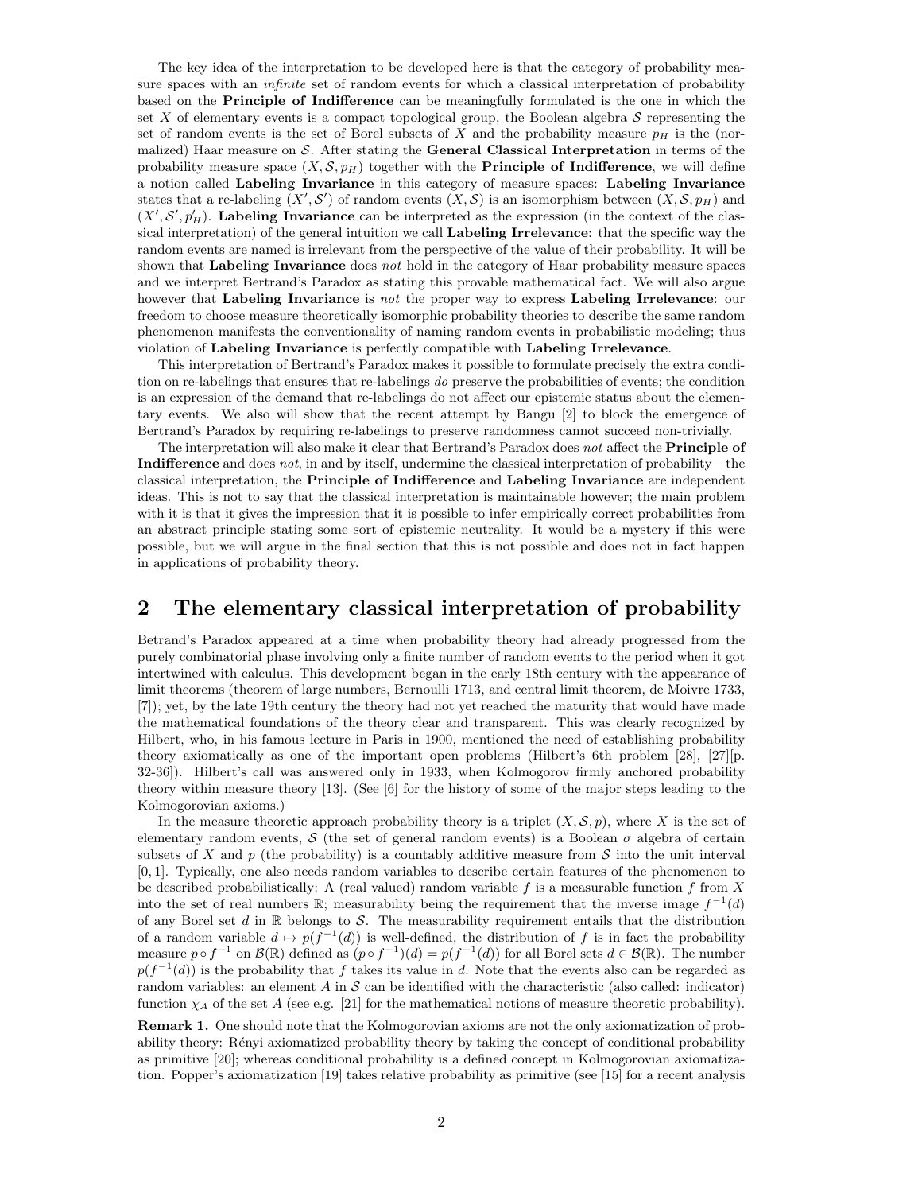The key idea of the interpretation to be developed here is that the category of probability measure spaces with an *infinite* set of random events for which a classical interpretation of probability based on the **Principle of Indifference** can be meaningfully formulated is the one in which the set $X$ of elementary events is a compact topological group, the Boolean algebra $\mathcal{S}$ representing the set of random events is the set of Borel subsets of $X$ and the probability measure $p_H$ is the (normalized) Haar measure on $\mathcal{S}$. After stating the **General Classical Interpretation** in terms of the probability measure space $(X, \mathcal{S}, p_H)$ together with the **Principle of Indifference**, we will define a notion called **Labeling Invariance** in this category of measure spaces: **Labeling Invariance** states that a re-labeling $(X', \mathcal{S}')$ of random events $(X, \mathcal{S})$ is an isomorphism between $(X, \mathcal{S}, p_H)$ and $(X', \mathcal{S}', p'_H)$. **Labeling Invariance** can be interpreted as the expression (in the context of the classical interpretation) of the general intuition we call **Labeling Irrelevance**: that the specific way the random events are named is irrelevant from the perspective of the value of their probability. It will be shown that **Labeling Invariance** does *not* hold in the category of Haar probability measure spaces and we interpret Bertrand's Paradox as stating this provable mathematical fact. We will also argue however that **Labeling Invariance** is *not* the proper way to express **Labeling Irrelevance**: our freedom to choose measure theoretically isomorphic probability theories to describe the same random phenomenon manifests the conventionality of naming random events in probabilistic modeling; thus violation of **Labeling Invariance** is perfectly compatible with **Labeling Irrelevance**.

This interpretation of Bertrand's Paradox makes it possible to formulate precisely the extra condition on re-labelings that ensures that re-labelings *do* preserve the probabilities of events; the condition is an expression of the demand that re-labelings do not affect our epistemic status about the elementary events. We also will show that the recent attempt by Bangu [2] to block the emergence of Bertrand's Paradox by requiring re-labelings to preserve randomness cannot succeed non-trivially.

The interpretation will also make it clear that Bertrand's Paradox does *not* affect the **Principle of Indifference** and does *not*, in and by itself, undermine the classical interpretation of probability – the classical interpretation, the **Principle of Indifference** and **Labeling Invariance** are independent ideas. This is not to say that the classical interpretation is maintainable however; the main problem with it is that it gives the impression that it is possible to infer empirically correct probabilities from an abstract principle stating some sort of epistemic neutrality. It would be a mystery if this were possible, but we will argue in the final section that this is not possible and does not in fact happen in applications of probability theory.

## 2 The elementary classical interpretation of probability

Betrand's Paradox appeared at a time when probability theory had already progressed from the purely combinatorial phase involving only a finite number of random events to the period when it got intertwined with calculus. This development began in the early 18th century with the appearance of limit theorems (theorem of large numbers, Bernoulli 1713, and central limit theorem, de Moivre 1733, [7]); yet, by the late 19th century the theory had not yet reached the maturity that would have made the mathematical foundations of the theory clear and transparent. This was clearly recognized by Hilbert, who, in his famous lecture in Paris in 1900, mentioned the need of establishing probability theory axiomatically as one of the important open problems (Hilbert's 6th problem [28], [27][p. 32-36]). Hilbert's call was answered only in 1933, when Kolmogorov firmly anchored probability theory within measure theory [13]. (See [6] for the history of some of the major steps leading to the Kolmogorovian axioms.)

In the measure theoretic approach probability theory is a triplet $(X, \mathcal{S}, p)$, where $X$ is the set of elementary random events, $\mathcal{S}$ (the set of general random events) is a Boolean $\sigma$ algebra of certain subsets of $X$ and $p$ (the probability) is a countably additive measure from $\mathcal{S}$ into the unit interval $[0, 1]$. Typically, one also needs random variables to describe certain features of the phenomenon to be described probabilistically: A (real valued) random variable $f$ is a measurable function $f$ from $X$ into the set of real numbers $\mathbb{R}$; measurability being the requirement that the inverse image $f^{-1}(d)$ of any Borel set $d$ in $\mathbb{R}$ belongs to $\mathcal{S}$. The measurability requirement entails that the distribution of a random variable $d \mapsto p(f^{-1}(d))$ is well-defined, the distribution of $f$ is in fact the probability measure $p \circ f^{-1}$ on $\mathcal{B}(\mathbb{R})$ defined as $(p \circ f^{-1})(d) = p(f^{-1}(d))$ for all Borel sets $d \in \mathcal{B}(\mathbb{R})$. The number $p(f^{-1}(d))$ is the probability that $f$ takes its value in $d$. Note that the events also can be regarded as random variables: an element $A$ in $\mathcal{S}$ can be identified with the characteristic (also called: indicator) function $\chi_A$ of the set $A$ (see e.g. [21] for the mathematical notions of measure theoretic probability).

**Remark 1.** One should note that the Kolmogorovian axioms are not the only axiomatization of probability theory: Rényi axiomatized probability theory by taking the concept of conditional probability as primitive [20]; whereas conditional probability is a defined concept in Kolmogorovian axiomatization. Popper's axiomatization [19] takes relative probability as primitive (see [15] for a recent analysis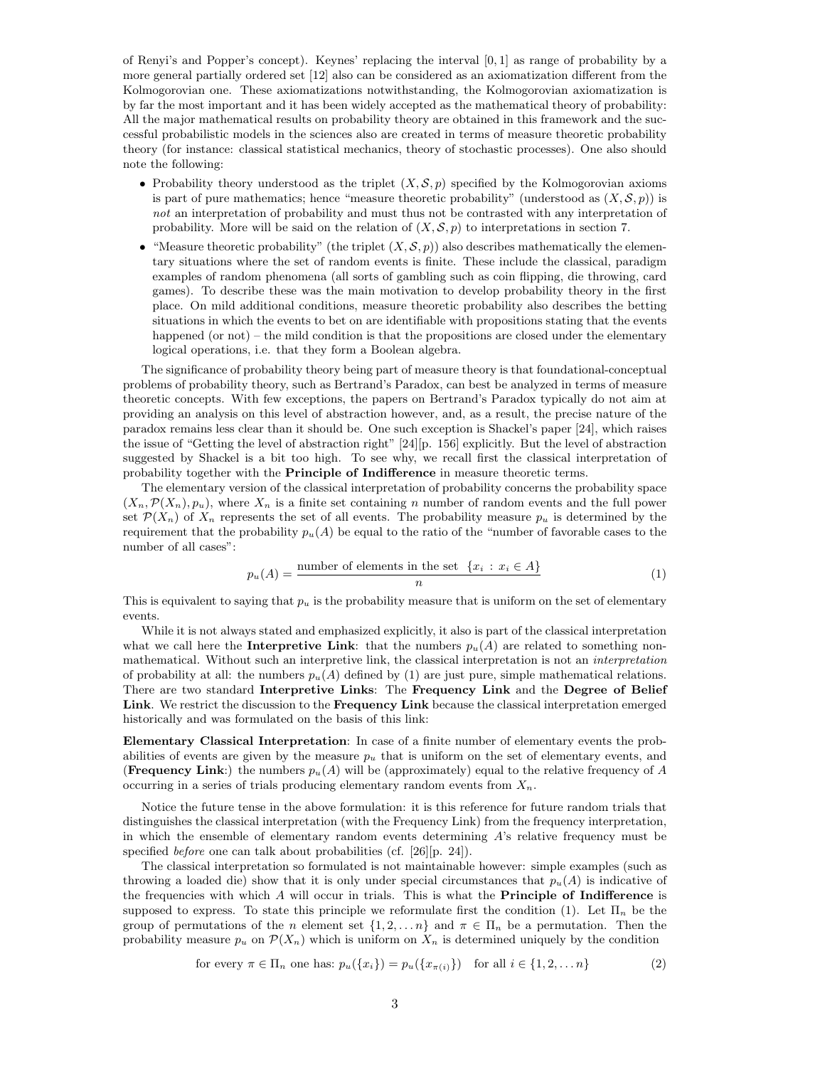of Renyi's and Popper's concept). Keynes' replacing the interval $[0,1]$ as range of probability by a more general partially ordered set [12] also can be considered as an axiomatization different from the Kolmogorovian one. These axiomatizations notwithstanding, the Kolmogorovian axiomatization is by far the most important and it has been widely accepted as the mathematical theory of probability: All the major mathematical results on probability theory are obtained in this framework and the successful probabilistic models in the sciences also are created in terms of measure theoretic probability theory (for instance: classical statistical mechanics, theory of stochastic processes). One also should note the following:

- Probability theory understood as the triplet $(X, \mathcal{S}, p)$ specified by the Kolmogorovian axioms is part of pure mathematics; hence "measure theoretic probability" (understood as $(X, \mathcal{S}, p)$) is *not* an interpretation of probability and must thus not be contrasted with any interpretation of probability. More will be said on the relation of $(X, \mathcal{S}, p)$ to interpretations in section 7.
- "Measure theoretic probability" (the triplet $(X, \mathcal{S}, p)$) also describes mathematically the elementary situations where the set of random events is finite. These include the classical, paradigm examples of random phenomena (all sorts of gambling such as coin flipping, die throwing, card games). To describe these was the main motivation to develop probability theory in the first place. On mild additional conditions, measure theoretic probability also describes the betting situations in which the events to bet on are identifiable with propositions stating that the events happened (or not) – the mild condition is that the propositions are closed under the elementary logical operations, i.e. that they form a Boolean algebra.

The significance of probability theory being part of measure theory is that foundational-conceptual problems of probability theory, such as Bertrand's Paradox, can best be analyzed in terms of measure theoretic concepts. With few exceptions, the papers on Bertrand's Paradox typically do not aim at providing an analysis on this level of abstraction however, and, as a result, the precise nature of the paradox remains less clear than it should be. One such exception is Shackel's paper [24], which raises the issue of "Getting the level of abstraction right" [24][p. 156] explicitly. But the level of abstraction suggested by Shackel is a bit too high. To see why, we recall first the classical interpretation of probability together with the **Principle of Indifference** in measure theoretic terms.

The elementary version of the classical interpretation of probability concerns the probability space $(X_n, \mathcal{P}(X_n), p_u)$, where $X_n$ is a finite set containing $n$ number of random events and the full power set $\mathcal{P}(X_n)$ of $X_n$ represents the set of all events. The probability measure $p_u$ is determined by the requirement that the probability $p_u(A)$ be equal to the ratio of the "number of favorable cases to the number of all cases":

$$p_u(A) = \frac{\text{number of elements in the set } \{x_i \,:\, x_i \in A\}}{n} \tag{1}$$

This is equivalent to saying that $p_u$ is the probability measure that is uniform on the set of elementary events.

While it is not always stated and emphasized explicitly, it also is part of the classical interpretation what we call here the **Interpretive Link**: that the numbers $p_u(A)$ are related to something non-mathematical. Without such an interpretive link, the classical interpretation is not an *interpretation* of probability at all: the numbers $p_u(A)$ defined by (1) are just pure, simple mathematical relations. There are two standard **Interpretive Links**: The **Frequency Link** and the **Degree of Belief Link**. We restrict the discussion to the **Frequency Link** because the classical interpretation emerged historically and was formulated on the basis of this link:

**Elementary Classical Interpretation**: In case of a finite number of elementary events the probabilities of events are given by the measure $p_u$ that is uniform on the set of elementary events, and (**Frequency Link**:) the numbers $p_u(A)$ will be (approximately) equal to the relative frequency of $A$ occurring in a series of trials producing elementary random events from $X_n$.

Notice the future tense in the above formulation: it is this reference for future random trials that distinguishes the classical interpretation (with the Frequency Link) from the frequency interpretation, in which the ensemble of elementary random events determining $A$'s relative frequency must be specified *before* one can talk about probabilities (cf. [26][p. 24]).

The classical interpretation so formulated is not maintainable however: simple examples (such as throwing a loaded die) show that it is only under special circumstances that $p_u(A)$ is indicative of the frequencies with which $A$ will occur in trials. This is what the **Principle of Indifference** is supposed to express. To state this principle we reformulate first the condition (1). Let $\Pi_n$ be the group of permutations of the $n$ element set $\{1, 2, \ldots n\}$ and $\pi \in \Pi_n$ be a permutation. Then the probability measure $p_u$ on $\mathcal{P}(X_n)$ which is uniform on $X_n$ is determined uniquely by the condition

$$\text{for every } \pi \in \Pi_n \text{ one has: } p_u(\{x_i\}) = p_u(\{x_{\pi(i)}\}) \quad \text{for all } i \in \{1, 2, \ldots n\} \tag{2}$$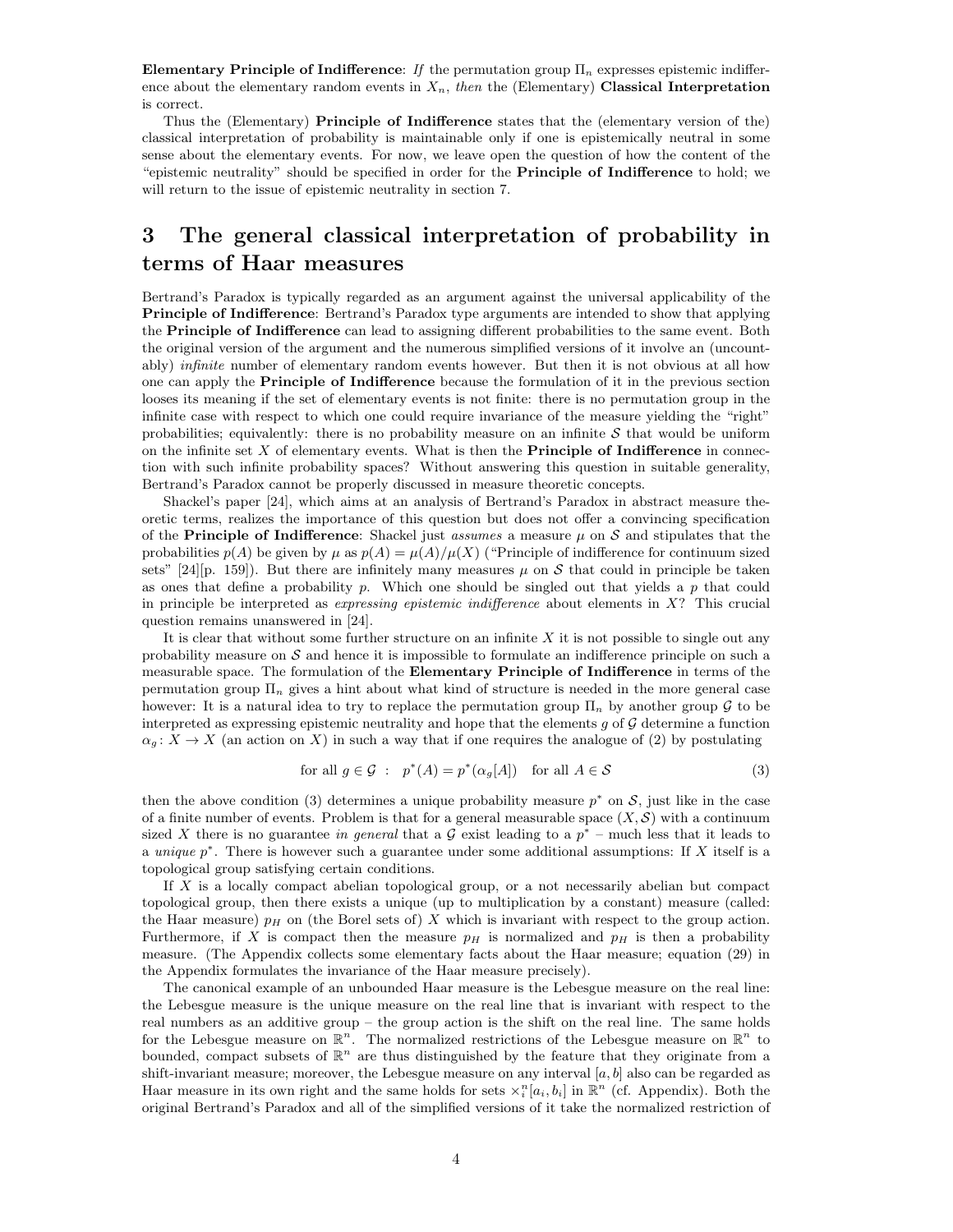**Elementary Principle of Indifference**: *If* the permutation group $\Pi_n$ expresses epistemic indifference about the elementary random events in $X_n$, *then* the (Elementary) **Classical Interpretation** is correct.

Thus the (Elementary) **Principle of Indifference** states that the (elementary version of the) classical interpretation of probability is maintainable only if one is epistemically neutral in some sense about the elementary events. For now, we leave open the question of how the content of the "epistemic neutrality" should be specified in order for the **Principle of Indifference** to hold; we will return to the issue of epistemic neutrality in section 7.

# 3 The general classical interpretation of probability in terms of Haar measures

Bertrand's Paradox is typically regarded as an argument against the universal applicability of the **Principle of Indifference**: Bertrand's Paradox type arguments are intended to show that applying the **Principle of Indifference** can lead to assigning different probabilities to the same event. Both the original version of the argument and the numerous simplified versions of it involve an (uncountably) *infinite* number of elementary random events however. But then it is not obvious at all how one can apply the **Principle of Indifference** because the formulation of it in the previous section looses its meaning if the set of elementary events is not finite: there is no permutation group in the infinite case with respect to which one could require invariance of the measure yielding the "right" probabilities; equivalently: there is no probability measure on an infinite $\mathcal{S}$ that would be uniform on the infinite set $X$ of elementary events. What is then the **Principle of Indifference** in connection with such infinite probability spaces? Without answering this question in suitable generality, Bertrand's Paradox cannot be properly discussed in measure theoretic concepts.

Shackel's paper [24], which aims at an analysis of Bertrand's Paradox in abstract measure theoretic terms, realizes the importance of this question but does not offer a convincing specification of the **Principle of Indifference**: Shackel just *assumes* a measure $\mu$ on $\mathcal{S}$ and stipulates that the probabilities $p(A)$ be given by $\mu$ as $p(A) = \mu(A)/\mu(X)$ ("Principle of indifference for continuum sized sets" [24][p. 159]). But there are infinitely many measures $\mu$ on $\mathcal{S}$ that could in principle be taken as ones that define a probability $p$. Which one should be singled out that yields a $p$ that could in principle be interpreted as *expressing epistemic indifference* about elements in $X$? This crucial question remains unanswered in [24].

It is clear that without some further structure on an infinite $X$ it is not possible to single out any probability measure on $\mathcal{S}$ and hence it is impossible to formulate an indifference principle on such a measurable space. The formulation of the **Elementary Principle of Indifference** in terms of the permutation group $\Pi_n$ gives a hint about what kind of structure is needed in the more general case however: It is a natural idea to try to replace the permutation group $\Pi_n$ by another group $\mathcal{G}$ to be interpreted as expressing epistemic neutrality and hope that the elements $g$ of $\mathcal{G}$ determine a function $\alpha_g \colon X \to X$ (an action on $X$) in such a way that if one requires the analogue of (2) by postulating

$$\text{for all } g \in \mathcal{G} \ : \ \ p^*(A) = p^*(\alpha_g[A]) \quad \text{for all } A \in \mathcal{S} \tag{3}$$

then the above condition (3) determines a unique probability measure $p^*$ on $\mathcal{S}$, just like in the case of a finite number of events. Problem is that for a general measurable space $(X, \mathcal{S})$ with a continuum sized $X$ there is no guarantee *in general* that a $\mathcal{G}$ exist leading to a $p^*$ – much less that it leads to a *unique* $p^*$. There is however such a guarantee under some additional assumptions: If $X$ itself is a topological group satisfying certain conditions.

If $X$ is a locally compact abelian topological group, or a not necessarily abelian but compact topological group, then there exists a unique (up to multiplication by a constant) measure (called: the Haar measure) $p_H$ on (the Borel sets of) $X$ which is invariant with respect to the group action. Furthermore, if $X$ is compact then the measure $p_H$ is normalized and $p_H$ is then a probability measure. (The Appendix collects some elementary facts about the Haar measure; equation (29) in the Appendix formulates the invariance of the Haar measure precisely).

The canonical example of an unbounded Haar measure is the Lebesgue measure on the real line: the Lebesgue measure is the unique measure on the real line that is invariant with respect to the real numbers as an additive group – the group action is the shift on the real line. The same holds for the Lebesgue measure on $\mathbb{R}^n$. The normalized restrictions of the Lebesgue measure on $\mathbb{R}^n$ to bounded, compact subsets of $\mathbb{R}^n$ are thus distinguished by the feature that they originate from a shift-invariant measure; moreover, the Lebesgue measure on any interval $[a, b]$ also can be regarded as Haar measure in its own right and the same holds for sets $\times_i^n[a_i, b_i]$ in $\mathbb{R}^n$ (cf. Appendix). Both the original Bertrand's Paradox and all of the simplified versions of it take the normalized restriction of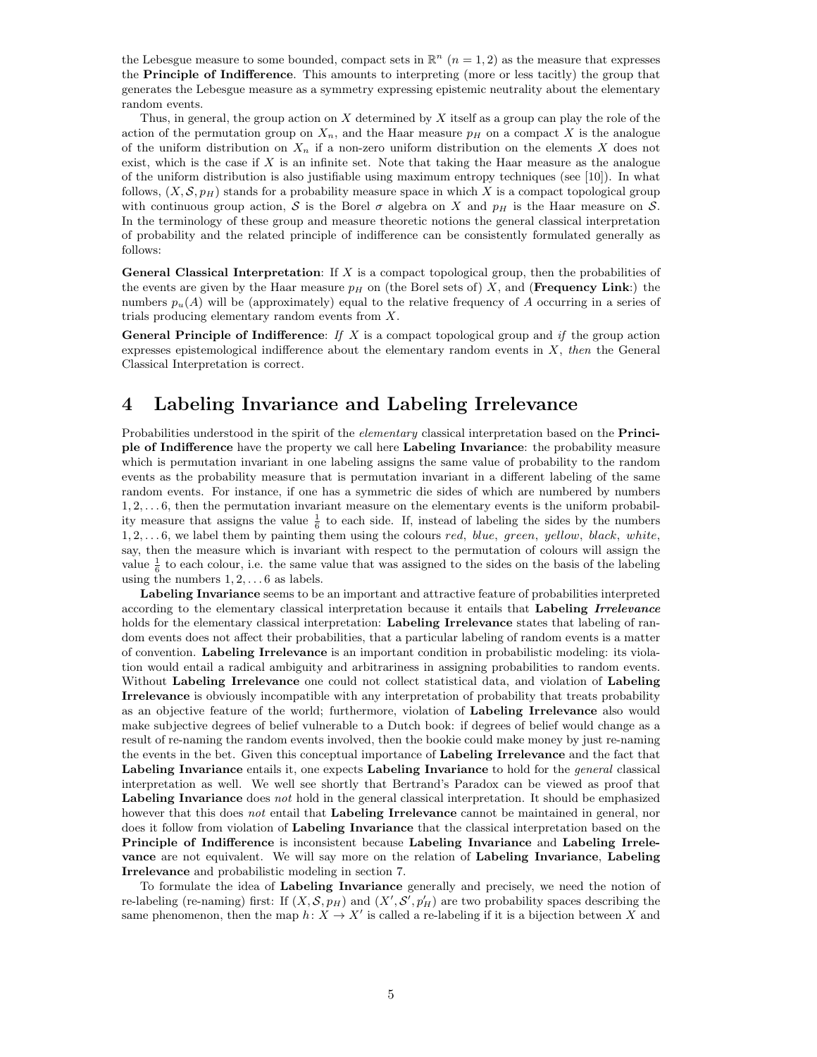the Lebesgue measure to some bounded, compact sets in $\mathbb{R}^n$ ($n = 1, 2$) as the measure that expresses the **Principle of Indifference**. This amounts to interpreting (more or less tacitly) the group that generates the Lebesgue measure as a symmetry expressing epistemic neutrality about the elementary random events.

Thus, in general, the group action on $X$ determined by $X$ itself as a group can play the role of the action of the permutation group on $X_n$, and the Haar measure $p_H$ on a compact $X$ is the analogue of the uniform distribution on $X_n$ if a non-zero uniform distribution on the elements $X$ does not exist, which is the case if $X$ is an infinite set. Note that taking the Haar measure as the analogue of the uniform distribution is also justifiable using maximum entropy techniques (see [10]). In what follows, $(X, \mathcal{S}, p_H)$ stands for a probability measure space in which $X$ is a compact topological group with continuous group action, $\mathcal{S}$ is the Borel $\sigma$ algebra on $X$ and $p_H$ is the Haar measure on $\mathcal{S}$. In the terminology of these group and measure theoretic notions the general classical interpretation of probability and the related principle of indifference can be consistently formulated generally as follows:

**General Classical Interpretation**: If $X$ is a compact topological group, then the probabilities of the events are given by the Haar measure $p_H$ on (the Borel sets of) $X$, and (**Frequency Link**:) the numbers $p_u(A)$ will be (approximately) equal to the relative frequency of $A$ occurring in a series of trials producing elementary random events from $X$.

**General Principle of Indifference**: *If* $X$ is a compact topological group and *if* the group action expresses epistemological indifference about the elementary random events in $X$, *then* the General Classical Interpretation is correct.

## 4 Labeling Invariance and Labeling Irrelevance

Probabilities understood in the spirit of the *elementary* classical interpretation based on the **Principle of Indifference** have the property we call here **Labeling Invariance**: the probability measure which is permutation invariant in one labeling assigns the same value of probability to the random events as the probability measure that is permutation invariant in a different labeling of the same random events. For instance, if one has a symmetric die sides of which are numbered by numbers $1, 2, \dots 6$, then the permutation invariant measure on the elementary events is the uniform probability measure that assigns the value $\frac{1}{6}$ to each side. If, instead of labeling the sides by the numbers $1, 2, \dots 6$, we label them by painting them using the colours *red*, *blue*, *green*, *yellow*, *black*, *white*, say, then the measure which is invariant with respect to the permutation of colours will assign the value $\frac{1}{6}$ to each colour, i.e. the same value that was assigned to the sides on the basis of the labeling using the numbers $1, 2, \dots 6$ as labels.

**Labeling Invariance** seems to be an important and attractive feature of probabilities interpreted according to the elementary classical interpretation because it entails that **Labeling *Irrelevance*** holds for the elementary classical interpretation: **Labeling Irrelevance** states that labeling of random events does not affect their probabilities, that a particular labeling of random events is a matter of convention. **Labeling Irrelevance** is an important condition in probabilistic modeling: its violation would entail a radical ambiguity and arbitrariness in assigning probabilities to random events. Without **Labeling Irrelevance** one could not collect statistical data, and violation of **Labeling Irrelevance** is obviously incompatible with any interpretation of probability that treats probability as an objective feature of the world; furthermore, violation of **Labeling Irrelevance** also would make subjective degrees of belief vulnerable to a Dutch book: if degrees of belief would change as a result of re-naming the random events involved, then the bookie could make money by just re-naming the events in the bet. Given this conceptual importance of **Labeling Irrelevance** and the fact that **Labeling Invariance** entails it, one expects **Labeling Invariance** to hold for the *general* classical interpretation as well. We well see shortly that Bertrand's Paradox can be viewed as proof that **Labeling Invariance** does *not* hold in the general classical interpretation. It should be emphasized however that this does *not* entail that **Labeling Irrelevance** cannot be maintained in general, nor does it follow from violation of **Labeling Invariance** that the classical interpretation based on the **Principle of Indifference** is inconsistent because **Labeling Invariance** and **Labeling Irrelevance** are not equivalent. We will say more on the relation of **Labeling Invariance**, **Labeling Irrelevance** and probabilistic modeling in section 7.

To formulate the idea of **Labeling Invariance** generally and precisely, we need the notion of re-labeling (re-naming) first: If $(X, \mathcal{S}, p_H)$ and $(X', \mathcal{S}', p'_H)$ are two probability spaces describing the same phenomenon, then the map $h\colon X \to X'$ is called a re-labeling if it is a bijection between $X$ and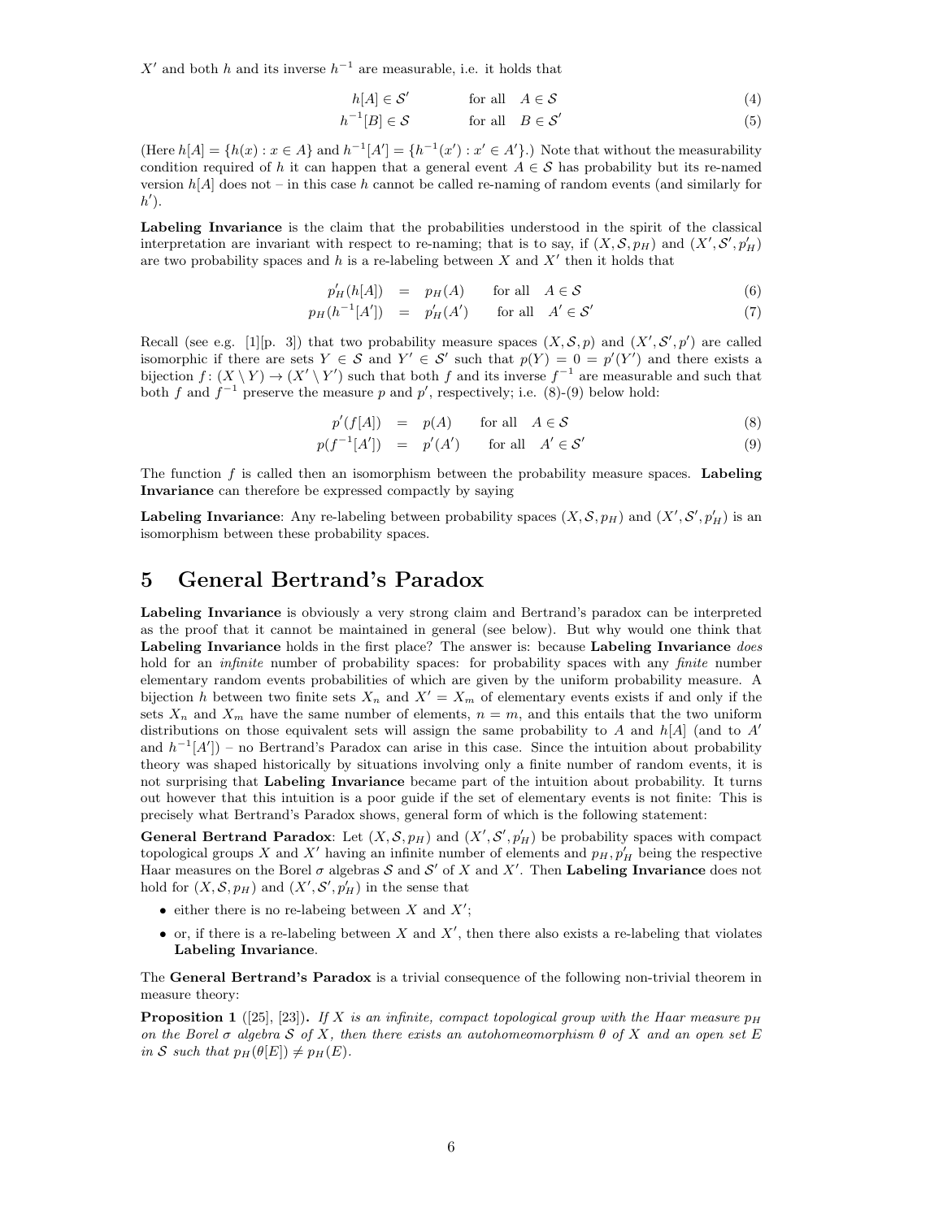$X'$ and both $h$ and its inverse $h^{-1}$ are measurable, i.e. it holds that

$$h[A] \in \mathcal{S}' \qquad \text{for all} \quad A \in \mathcal{S} \tag{4}$$

$$h^{-1}[B] \in \mathcal{S} \qquad \text{for all} \quad B \in \mathcal{S}' \tag{5}$$

(Here $h[A] = \{h(x) : x \in A\}$ and $h^{-1}[A'] = \{h^{-1}(x') : x' \in A'\}$.) Note that without the measurability condition required of $h$ it can happen that a general event $A \in \mathcal{S}$ has probability but its re-named version $h[A]$ does not – in this case $h$ cannot be called re-naming of random events (and similarly for $h'$).

**Labeling Invariance** is the claim that the probabilities understood in the spirit of the classical interpretation are invariant with respect to re-naming; that is to say, if $(X, \mathcal{S}, p_H)$ and $(X', \mathcal{S}', p'_H)$ are two probability spaces and $h$ is a re-labeling between $X$ and $X'$ then it holds that

$$p'_H(h[A]) = p_H(A) \qquad \text{for all} \quad A \in \mathcal{S} \tag{6}$$

$$p_H(h^{-1}[A']) = p'_H(A') \qquad \text{for all} \quad A' \in \mathcal{S}' \tag{7}$$

Recall (see e.g. [1][p. 3]) that two probability measure spaces $(X, \mathcal{S}, p)$ and $(X', \mathcal{S}', p')$ are called isomorphic if there are sets $Y \in \mathcal{S}$ and $Y' \in \mathcal{S}'$ such that $p(Y) = 0 = p'(Y')$ and there exists a bijection $f : (X \setminus Y) \to (X' \setminus Y')$ such that both $f$ and its inverse $f^{-1}$ are measurable and such that both $f$ and $f^{-1}$ preserve the measure $p$ and $p'$, respectively; i.e. (8)-(9) below hold:

$$p'(f[A]) = p(A) \qquad \text{for all} \quad A \in \mathcal{S} \tag{8}$$

$$p(f^{-1}[A']) = p'(A') \qquad \text{for all} \quad A' \in \mathcal{S}' \tag{9}$$

The function $f$ is called then an isomorphism between the probability measure spaces. **Labeling Invariance** can therefore be expressed compactly by saying

**Labeling Invariance**: Any re-labeling between probability spaces $(X, \mathcal{S}, p_H)$ and $(X', \mathcal{S}', p'_H)$ is an isomorphism between these probability spaces.

## 5 General Bertrand's Paradox

**Labeling Invariance** is obviously a very strong claim and Bertrand's paradox can be interpreted as the proof that it cannot be maintained in general (see below). But why would one think that **Labeling Invariance** holds in the first place? The answer is: because **Labeling Invariance** *does* hold for an *infinite* number of probability spaces: for probability spaces with any *finite* number elementary random events probabilities of which are given by the uniform probability measure. A bijection $h$ between two finite sets $X_n$ and $X' = X_m$ of elementary events exists if and only if the sets $X_n$ and $X_m$ have the same number of elements, $n = m$, and this entails that the two uniform distributions on those equivalent sets will assign the same probability to $A$ and $h[A]$ (and to $A'$ and $h^{-1}[A']$) – no Bertrand's Paradox can arise in this case. Since the intuition about probability theory was shaped historically by situations involving only a finite number of random events, it is not surprising that **Labeling Invariance** became part of the intuition about probability. It turns out however that this intuition is a poor guide if the set of elementary events is not finite: This is precisely what Bertrand's Paradox shows, general form of which is the following statement:

**General Bertrand Paradox**: Let $(X, \mathcal{S}, p_H)$ and $(X', \mathcal{S}', p'_H)$ be probability spaces with compact topological groups $X$ and $X'$ having an infinite number of elements and $p_H, p'_H$ being the respective Haar measures on the Borel $\sigma$ algebras $\mathcal{S}$ and $\mathcal{S}'$ of $X$ and $X'$. Then **Labeling Invariance** does not hold for $(X, \mathcal{S}, p_H)$ and $(X', \mathcal{S}', p'_H)$ in the sense that

- either there is no re-labeing between $X$ and $X'$;
- or, if there is a re-labeling between $X$ and $X'$, then there also exists a re-labeling that violates **Labeling Invariance**.

The **General Bertrand's Paradox** is a trivial consequence of the following non-trivial theorem in measure theory:

**Proposition 1** ([25], [23])**.** *If $X$ is an infinite, compact topological group with the Haar measure $p_H$ on the Borel $\sigma$ algebra $\mathcal{S}$ of $X$, then there exists an autohomeomorphism $\theta$ of $X$ and an open set $E$ in $\mathcal{S}$ such that $p_H(\theta[E]) \neq p_H(E)$.*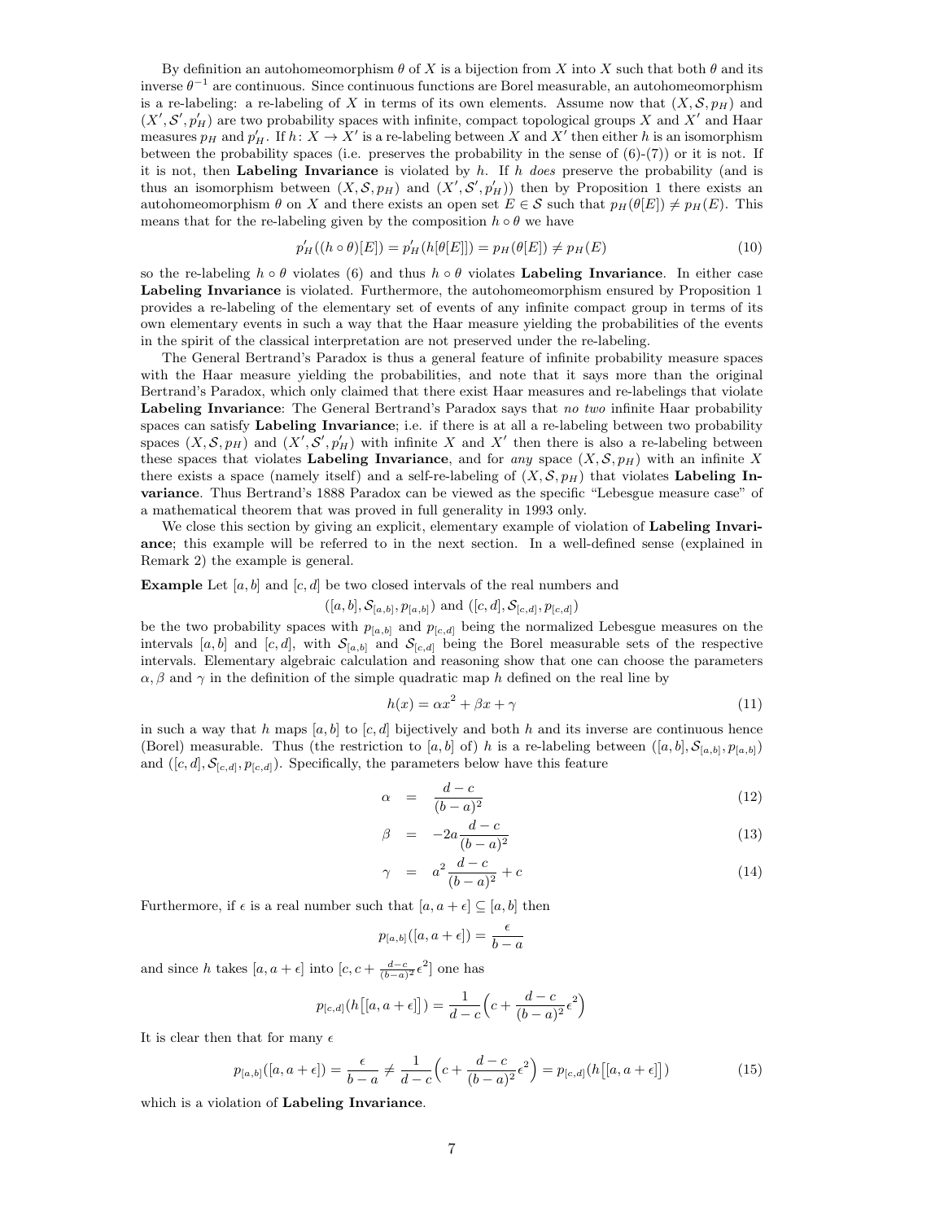By definition an autohomeomorphism $\theta$ of $X$ is a bijection from $X$ into $X$ such that both $\theta$ and its inverse $\theta^{-1}$ are continuous. Since continuous functions are Borel measurable, an autohomeomorphism is a re-labeling: a re-labeling of $X$ in terms of its own elements. Assume now that $(X, \mathcal{S}, p_H)$ and $(X', \mathcal{S}', p'_H)$ are two probability spaces with infinite, compact topological groups $X$ and $X'$ and Haar measures $p_H$ and $p'_H$. If $h\colon X \to X'$ is a re-labeling between $X$ and $X'$ then either $h$ is an isomorphism between the probability spaces (i.e. preserves the probability in the sense of (6)-(7)) or it is not. If it is not, then **Labeling Invariance** is violated by $h$. If $h$ *does* preserve the probability (and is thus an isomorphism between $(X, \mathcal{S}, p_H)$ and $(X', \mathcal{S}', p'_H)$) then by Proposition 1 there exists an autohomeomorphism $\theta$ on $X$ and there exists an open set $E \in \mathcal{S}$ such that $p_H(\theta[E]) \neq p_H(E)$. This means that for the re-labeling given by the composition $h \circ \theta$ we have

$$p'_H((h \circ \theta)[E]) = p'_H(h[\theta[E]]) = p_H(\theta[E]) \neq p_H(E) \tag{10}$$

so the re-labeling $h \circ \theta$ violates (6) and thus $h \circ \theta$ violates **Labeling Invariance**. In either case **Labeling Invariance** is violated. Furthermore, the autohomeomorphism ensured by Proposition 1 provides a re-labeling of the elementary set of events of any infinite compact group in terms of its own elementary events in such a way that the Haar measure yielding the probabilities of the events in the spirit of the classical interpretation are not preserved under the re-labeling.

The General Bertrand's Paradox is thus a general feature of infinite probability measure spaces with the Haar measure yielding the probabilities, and note that it says more than the original Bertrand's Paradox, which only claimed that there exist Haar measures and re-labelings that violate **Labeling Invariance**: The General Bertrand's Paradox says that *no two* infinite Haar probability spaces can satisfy **Labeling Invariance**; i.e. if there is at all a re-labeling between two probability spaces $(X, \mathcal{S}, p_H)$ and $(X', \mathcal{S}', p'_H)$ with infinite $X$ and $X'$ then there is also a re-labeling between these spaces that violates **Labeling Invariance**, and for *any* space $(X, \mathcal{S}, p_H)$ with an infinite $X$ there exists a space (namely itself) and a self-re-labeling of $(X, \mathcal{S}, p_H)$ that violates **Labeling Invariance**. Thus Bertrand's 1888 Paradox can be viewed as the specific "Lebesgue measure case" of a mathematical theorem that was proved in full generality in 1993 only.

We close this section by giving an explicit, elementary example of violation of **Labeling Invariance**; this example will be referred to in the next section. In a well-defined sense (explained in Remark 2) the example is general.

**Example** Let $[a, b]$ and $[c, d]$ be two closed intervals of the real numbers and

$$([a, b], \mathcal{S}_{[a,b]}, p_{[a,b]}) \text{ and } ([c, d], \mathcal{S}_{[c,d]}, p_{[c,d]})$$

be the two probability spaces with $p_{[a,b]}$ and $p_{[c,d]}$ being the normalized Lebesgue measures on the intervals $[a, b]$ and $[c, d]$, with $\mathcal{S}_{[a,b]}$ and $\mathcal{S}_{[c,d]}$ being the Borel measurable sets of the respective intervals. Elementary algebraic calculation and reasoning show that one can choose the parameters $\alpha, \beta$ and $\gamma$ in the definition of the simple quadratic map $h$ defined on the real line by

$$h(x) = \alpha x^2 + \beta x + \gamma \tag{11}$$

in such a way that $h$ maps $[a, b]$ to $[c, d]$ bijectively and both $h$ and its inverse are continuous hence (Borel) measurable. Thus (the restriction to $[a, b]$ of) $h$ is a re-labeling between $([a, b], \mathcal{S}_{[a,b]}, p_{[a,b]})$ and $([c, d], \mathcal{S}_{[c,d]}, p_{[c,d]})$. Specifically, the parameters below have this feature

$$\alpha = \frac{d-c}{(b-a)^2} \tag{12}$$

$$\beta = -2a\frac{d-c}{(b-a)^2} \tag{13}$$

$$\gamma = a^2\frac{d-c}{(b-a)^2} + c \tag{14}$$

Furthermore, if $\epsilon$ is a real number such that $[a, a + \epsilon] \subseteq [a, b]$ then

$$p_{[a,b]}([a, a + \epsilon]) = \frac{\epsilon}{b-a}$$

and since $h$ takes $[a, a + \epsilon]$ into $[c, c + \frac{d-c}{(b-a)^2}\epsilon^2]$ one has

$$p_{[c,d]}(h\big[[a, a + \epsilon]\big]) = \frac{1}{d-c}\Big(c + \frac{d-c}{(b-a)^2}\epsilon^2\Big)$$

It is clear then that for many $\epsilon$

$$p_{[a,b]}([a, a + \epsilon]) = \frac{\epsilon}{b-a} \neq \frac{1}{d-c}\Big(c + \frac{d-c}{(b-a)^2}\epsilon^2\Big) = p_{[c,d]}(h\big[[a, a + \epsilon]\big]) \tag{15}$$

which is a violation of **Labeling Invariance**.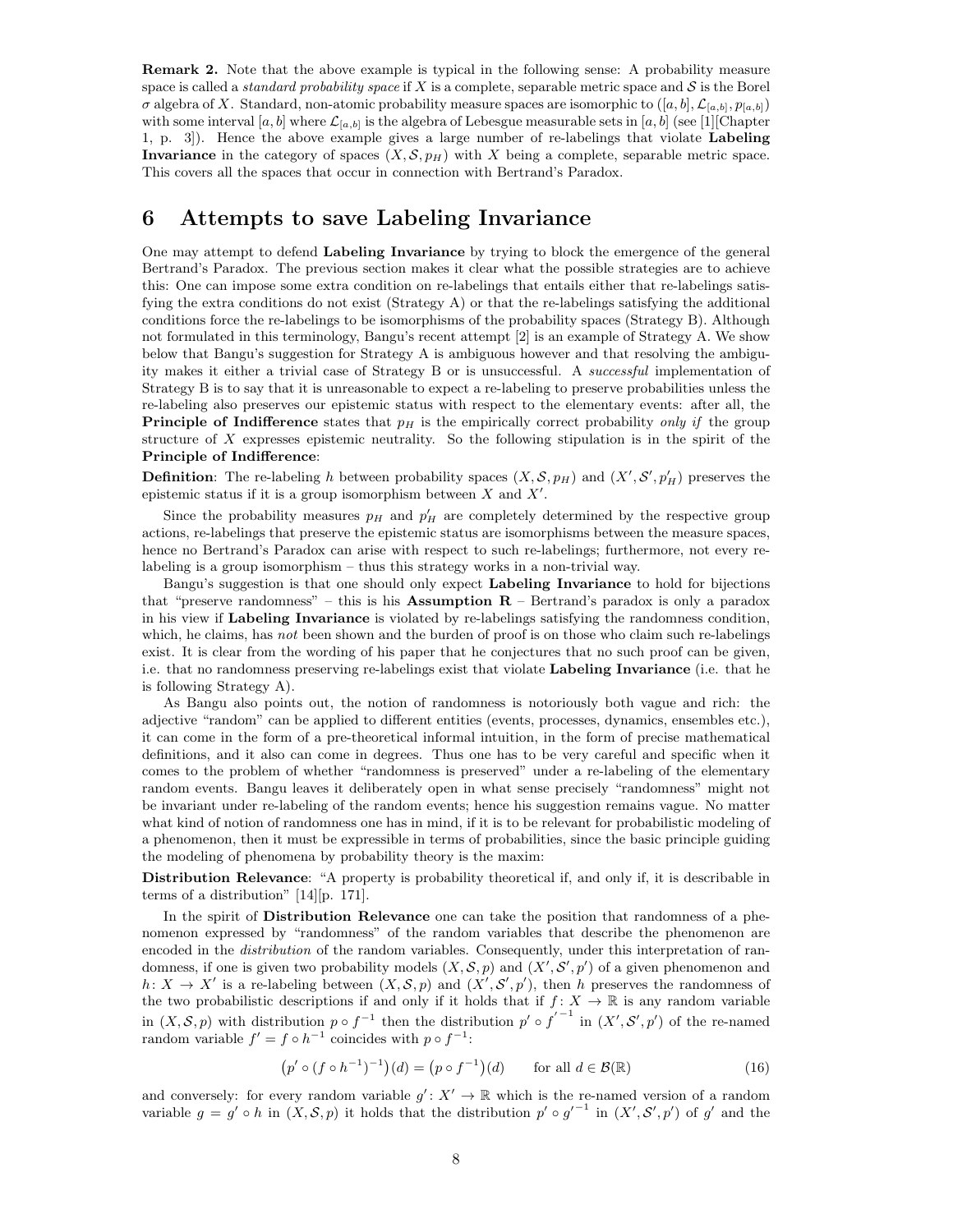**Remark 2.** Note that the above example is typical in the following sense: A probability measure space is called a *standard probability space* if $X$ is a complete, separable metric space and $\mathcal{S}$ is the Borel $\sigma$ algebra of $X$. Standard, non-atomic probability measure spaces are isomorphic to $([a,b], \mathcal{L}_{[a,b]}, p_{[a,b]})$ with some interval $[a,b]$ where $\mathcal{L}_{[a,b]}$ is the algebra of Lebesgue measurable sets in $[a,b]$ (see [1][Chapter 1, p. 3]). Hence the above example gives a large number of re-labelings that violate **Labeling Invariance** in the category of spaces $(X, \mathcal{S}, p_H)$ with $X$ being a complete, separable metric space. This covers all the spaces that occur in connection with Bertrand's Paradox.

# 6 Attempts to save Labeling Invariance

One may attempt to defend **Labeling Invariance** by trying to block the emergence of the general Bertrand's Paradox. The previous section makes it clear what the possible strategies are to achieve this: One can impose some extra condition on re-labelings that entails either that re-labelings satisfying the extra conditions do not exist (Strategy A) or that the re-labelings satisfying the additional conditions force the re-labelings to be isomorphisms of the probability spaces (Strategy B). Although not formulated in this terminology, Bangu's recent attempt [2] is an example of Strategy A. We show below that Bangu's suggestion for Strategy A is ambiguous however and that resolving the ambiguity makes it either a trivial case of Strategy B or is unsuccessful. A *successful* implementation of Strategy B is to say that it is unreasonable to expect a re-labeling to preserve probabilities unless the re-labeling also preserves our epistemic status with respect to the elementary events: after all, the **Principle of Indifference** states that $p_H$ is the empirically correct probability *only if* the group structure of $X$ expresses epistemic neutrality. So the following stipulation is in the spirit of the **Principle of Indifference**:

**Definition**: The re-labeling $h$ between probability spaces $(X, \mathcal{S}, p_H)$ and $(X', \mathcal{S}', p'_H)$ preserves the epistemic status if it is a group isomorphism between $X$ and $X'$.

Since the probability measures $p_H$ and $p'_H$ are completely determined by the respective group actions, re-labelings that preserve the epistemic status are isomorphisms between the measure spaces, hence no Bertrand's Paradox can arise with respect to such re-labelings; furthermore, not every re-labeling is a group isomorphism – thus this strategy works in a non-trivial way.

Bangu's suggestion is that one should only expect **Labeling Invariance** to hold for bijections that "preserve randomness" – this is his **Assumption R** – Bertrand's paradox is only a paradox in his view if **Labeling Invariance** is violated by re-labelings satisfying the randomness condition, which, he claims, has *not* been shown and the burden of proof is on those who claim such re-labelings exist. It is clear from the wording of his paper that he conjectures that no such proof can be given, i.e. that no randomness preserving re-labelings exist that violate **Labeling Invariance** (i.e. that he is following Strategy A).

As Bangu also points out, the notion of randomness is notoriously both vague and rich: the adjective "random" can be applied to different entities (events, processes, dynamics, ensembles etc.), it can come in the form of a pre-theoretical informal intuition, in the form of precise mathematical definitions, and it also can come in degrees. Thus one has to be very careful and specific when it comes to the problem of whether "randomness is preserved" under a re-labeling of the elementary random events. Bangu leaves it deliberately open in what sense precisely "randomness" might not be invariant under re-labeling of the random events; hence his suggestion remains vague. No matter what kind of notion of randomness one has in mind, if it is to be relevant for probabilistic modeling of a phenomenon, then it must be expressible in terms of probabilities, since the basic principle guiding the modeling of phenomena by probability theory is the maxim:

**Distribution Relevance**: "A property is probability theoretical if, and only if, it is describable in terms of a distribution" [14][p. 171].

In the spirit of **Distribution Relevance** one can take the position that randomness of a phenomenon expressed by "randomness" of the random variables that describe the phenomenon are encoded in the *distribution* of the random variables. Consequently, under this interpretation of randomness, if one is given two probability models $(X, \mathcal{S}, p)$ and $(X', \mathcal{S}', p')$ of a given phenomenon and $h\colon X \to X'$ is a re-labeling between $(X, \mathcal{S}, p)$ and $(X', \mathcal{S}', p')$, then $h$ preserves the randomness of the two probabilistic descriptions if and only if it holds that if $f\colon X \to \mathbb{R}$ is any random variable in $(X, \mathcal{S}, p)$ with distribution $p \circ f^{-1}$ then the distribution $p' \circ {f'}^{-1}$ in $(X', \mathcal{S}', p')$ of the re-named random variable $f' = f \circ h^{-1}$ coincides with $p \circ f^{-1}$:

$$\big(p' \circ (f \circ h^{-1})^{-1}\big)(d) = \big(p \circ f^{-1}\big)(d) \qquad \text{for all } d \in \mathcal{B}(\mathbb{R}) \tag{16}$$

and conversely: for every random variable $g'\colon X' \to \mathbb{R}$ which is the re-named version of a random variable $g = g' \circ h$ in $(X, \mathcal{S}, p)$ it holds that the distribution $p' \circ {g'}^{-1}$ in $(X', \mathcal{S}', p')$ of $g'$ and the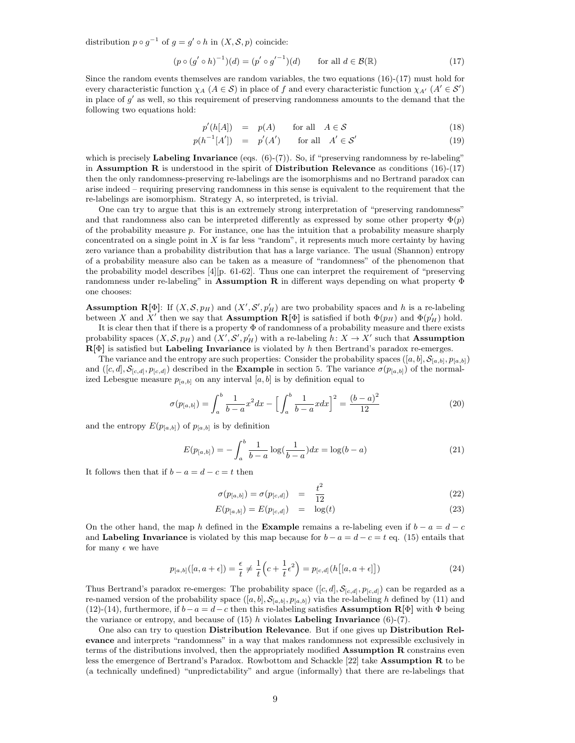distribution $p \circ g^{-1}$ of $g = g' \circ h$ in $(X, \mathcal{S}, p)$ coincide:

$$(p \circ (g' \circ h)^{-1})(d) = (p' \circ g'^{-1})(d) \qquad \text{for all } d \in \mathcal{B}(\mathbb{R}) \tag{17}$$

Since the random events themselves are random variables, the two equations (16)-(17) must hold for every characteristic function $\chi_A$ ($A \in \mathcal{S}$) in place of $f$ and every characteristic function $\chi_{A'}$ ($A' \in \mathcal{S}'$) in place of $g'$ as well, so this requirement of preserving randomness amounts to the demand that the following two equations hold:

$$p'(h[A]) = p(A) \qquad \text{for all} \quad A \in \mathcal{S} \tag{18}$$

$$p(h^{-1}[A']) = p'(A') \qquad \text{for all} \quad A' \in \mathcal{S}' \tag{19}$$

which is precisely **Labeling Invariance** (eqs. (6)-(7)). So, if "preserving randomness by re-labeling" in **Assumption R** is understood in the spirit of **Distribution Relevance** as conditions (16)-(17) then the only randomness-preserving re-labelings are the isomorphisms and no Bertrand paradox can arise indeed – requiring preserving randomness in this sense is equivalent to the requirement that the re-labelings are isomorphism. Strategy A, so interpreted, is trivial.

One can try to argue that this is an extremely strong interpretation of "preserving randomness" and that randomness also can be interpreted differently as expressed by some other property $\Phi(p)$ of the probability measure $p$. For instance, one has the intuition that a probability measure sharply concentrated on a single point in $X$ is far less "random", it represents much more certainty by having zero variance than a probability distribution that has a large variance. The usual (Shannon) entropy of a probability measure also can be taken as a measure of "randomness" of the phenomenon that the probability model describes [4][p. 61-62]. Thus one can interpret the requirement of "preserving randomness under re-labeling" in **Assumption R** in different ways depending on what property $\Phi$ one chooses:

**Assumption R**[$\Phi$]: If $(X, \mathcal{S}, p_H)$ and $(X', \mathcal{S}', p'_H)$ are two probability spaces and $h$ is a re-labeling between $X$ and $X'$ then we say that **Assumption R**[$\Phi$] is satisfied if both $\Phi(p_H)$ and $\Phi(p'_H)$ hold.

It is clear then that if there is a property $\Phi$ of randomness of a probability measure and there exists probability spaces $(X, \mathcal{S}, p_H)$ and $(X', \mathcal{S}', p'_H)$ with a re-labeling $h\colon X \to X'$ such that **Assumption R**[$\Phi$] is satisfied but **Labeling Invariance** is violated by $h$ then Bertrand's paradox re-emerges.

The variance and the entropy are such properties: Consider the probability spaces $([a,b], \mathcal{S}_{[a,b]}, p_{[a,b]})$ and $([c,d], \mathcal{S}_{[c,d]}, p_{[c,d]})$ described in the **Example** in section 5. The variance $\sigma(p_{[a,b]})$ of the normalized Lebesgue measure $p_{[a,b]}$ on any interval $[a,b]$ is by definition equal to

$$\sigma(p_{[a,b]}) = \int_a^b \frac{1}{b-a} x^2 dx - \Big[\int_a^b \frac{1}{b-a} x dx\Big]^2 = \frac{(b-a)^2}{12} \tag{20}$$

and the entropy $E(p_{[a,b]})$ of $p_{[a,b]}$ is by definition

$$E(p_{[a,b]}) = -\int_a^b \frac{1}{b-a} \log(\frac{1}{b-a}) dx = \log(b-a) \tag{21}$$

It follows then that if $b - a = d - c = t$ then

$$\sigma(p_{[a,b]}) = \sigma(p_{[c,d]}) = \frac{t^2}{12} \tag{22}$$

$$E(p_{[a,b]}) = E(p_{[c,d]}) = \log(t) \tag{23}$$

On the other hand, the map $h$ defined in the **Example** remains a re-labeling even if $b - a = d - c$ and **Labeling Invariance** is violated by this map because for $b - a = d - c = t$ eq. (15) entails that for many $\epsilon$ we have

$$p_{[a,b]}([a, a+\epsilon]) = \frac{\epsilon}{t} \neq \frac{1}{t}\Big(c + \frac{1}{t}\epsilon^2\Big) = p_{[c,d]}(h\big[[a, a+\epsilon]\big]) \tag{24}$$

Thus Bertrand's paradox re-emerges: The probability space $([c,d], \mathcal{S}_{[c,d]}, p_{[c,d]})$ can be regarded as a re-named version of the probability space $([a,b], \mathcal{S}_{[a,b]}, p_{[a,b]})$ via the re-labeling $h$ defined by (11) and (12)-(14), furthermore, if $b - a = d - c$ then this re-labeling satisfies **Assumption R**[$\Phi$] with $\Phi$ being the variance or entropy, and because of (15) $h$ violates **Labeling Invariance** (6)-(7).

One also can try to question **Distribution Relevance**. But if one gives up **Distribution Relevance** and interprets "randomness" in a way that makes randomness not expressible exclusively in terms of the distributions involved, then the appropriately modified **Assumption R** constrains even less the emergence of Bertrand's Paradox. Rowbottom and Shackle [22] take **Assumption R** to be (a technically undefined) "unpredictability" and argue (informally) that there are re-labelings that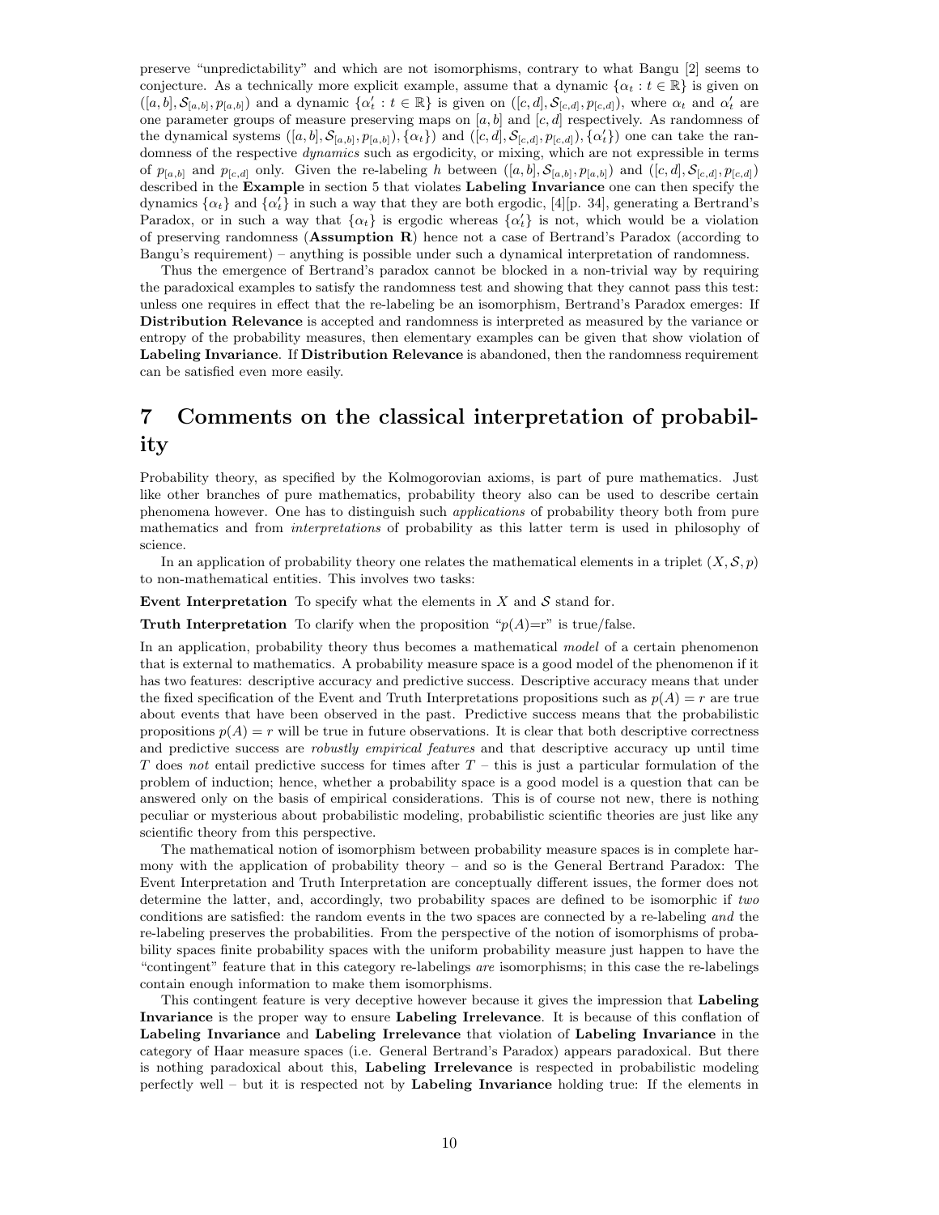preserve "unpredictability" and which are not isomorphisms, contrary to what Bangu [2] seems to conjecture. As a technically more explicit example, assume that a dynamic $\{\alpha_t : t \in \mathbb{R}\}$ is given on $([a,b], \mathcal{S}_{[a,b]}, p_{[a,b]})$ and a dynamic $\{\alpha'_t : t \in \mathbb{R}\}$ is given on $([c,d], \mathcal{S}_{[c,d]}, p_{[c,d]})$, where $\alpha_t$ and $\alpha'_t$ are one parameter groups of measure preserving maps on $[a,b]$ and $[c,d]$ respectively. As randomness of the dynamical systems $(([a,b], \mathcal{S}_{[a,b]}, p_{[a,b]}), \{\alpha_t\})$ and $(([c,d], \mathcal{S}_{[c,d]}, p_{[c,d]}), \{\alpha'_t\})$ one can take the randomness of the respective *dynamics* such as ergodicity, or mixing, which are not expressible in terms of $p_{[a,b]}$ and $p_{[c,d]}$ only. Given the re-labeling $h$ between $([a,b], \mathcal{S}_{[a,b]}, p_{[a,b]})$ and $([c,d], \mathcal{S}_{[c,d]}, p_{[c,d]})$ described in the **Example** in section 5 that violates **Labeling Invariance** one can then specify the dynamics $\{\alpha_t\}$ and $\{\alpha'_t\}$ in such a way that they are both ergodic, [4][p. 34], generating a Bertrand's Paradox, or in such a way that $\{\alpha_t\}$ is ergodic whereas $\{\alpha'_t\}$ is not, which would be a violation of preserving randomness (**Assumption R**) hence not a case of Bertrand's Paradox (according to Bangu's requirement) – anything is possible under such a dynamical interpretation of randomness.

Thus the emergence of Bertrand's paradox cannot be blocked in a non-trivial way by requiring the paradoxical examples to satisfy the randomness test and showing that they cannot pass this test: unless one requires in effect that the re-labeling be an isomorphism, Bertrand's Paradox emerges: If **Distribution Relevance** is accepted and randomness is interpreted as measured by the variance or entropy of the probability measures, then elementary examples can be given that show violation of **Labeling Invariance**. If **Distribution Relevance** is abandoned, then the randomness requirement can be satisfied even more easily.

# 7 Comments on the classical interpretation of probability

Probability theory, as specified by the Kolmogorovian axioms, is part of pure mathematics. Just like other branches of pure mathematics, probability theory also can be used to describe certain phenomena however. One has to distinguish such *applications* of probability theory both from pure mathematics and from *interpretations* of probability as this latter term is used in philosophy of science.

In an application of probability theory one relates the mathematical elements in a triplet $(X, \mathcal{S}, p)$ to non-mathematical entities. This involves two tasks:

**Event Interpretation** To specify what the elements in $X$ and $\mathcal{S}$ stand for.

**Truth Interpretation** To clarify when the proposition "$p(A)$=r" is true/false.

In an application, probability theory thus becomes a mathematical *model* of a certain phenomenon that is external to mathematics. A probability measure space is a good model of the phenomenon if it has two features: descriptive accuracy and predictive success. Descriptive accuracy means that under the fixed specification of the Event and Truth Interpretations propositions such as $p(A) = r$ are true about events that have been observed in the past. Predictive success means that the probabilistic propositions $p(A) = r$ will be true in future observations. It is clear that both descriptive correctness and predictive success are *robustly empirical features* and that descriptive accuracy up until time $T$ does *not* entail predictive success for times after $T$ – this is just a particular formulation of the problem of induction; hence, whether a probability space is a good model is a question that can be answered only on the basis of empirical considerations. This is of course not new, there is nothing peculiar or mysterious about probabilistic modeling, probabilistic scientific theories are just like any scientific theory from this perspective.

The mathematical notion of isomorphism between probability measure spaces is in complete harmony with the application of probability theory – and so is the General Bertrand Paradox: The Event Interpretation and Truth Interpretation are conceptually different issues, the former does not determine the latter, and, accordingly, two probability spaces are defined to be isomorphic if *two* conditions are satisfied: the random events in the two spaces are connected by a re-labeling *and* the re-labeling preserves the probabilities. From the perspective of the notion of isomorphisms of probability spaces finite probability spaces with the uniform probability measure just happen to have the "contingent" feature that in this category re-labelings *are* isomorphisms; in this case the re-labelings contain enough information to make them isomorphisms.

This contingent feature is very deceptive however because it gives the impression that **Labeling Invariance** is the proper way to ensure **Labeling Irrelevance**. It is because of this conflation of **Labeling Invariance** and **Labeling Irrelevance** that violation of **Labeling Invariance** in the category of Haar measure spaces (i.e. General Bertrand's Paradox) appears paradoxical. But there is nothing paradoxical about this, **Labeling Irrelevance** is respected in probabilistic modeling perfectly well – but it is respected not by **Labeling Invariance** holding true: If the elements in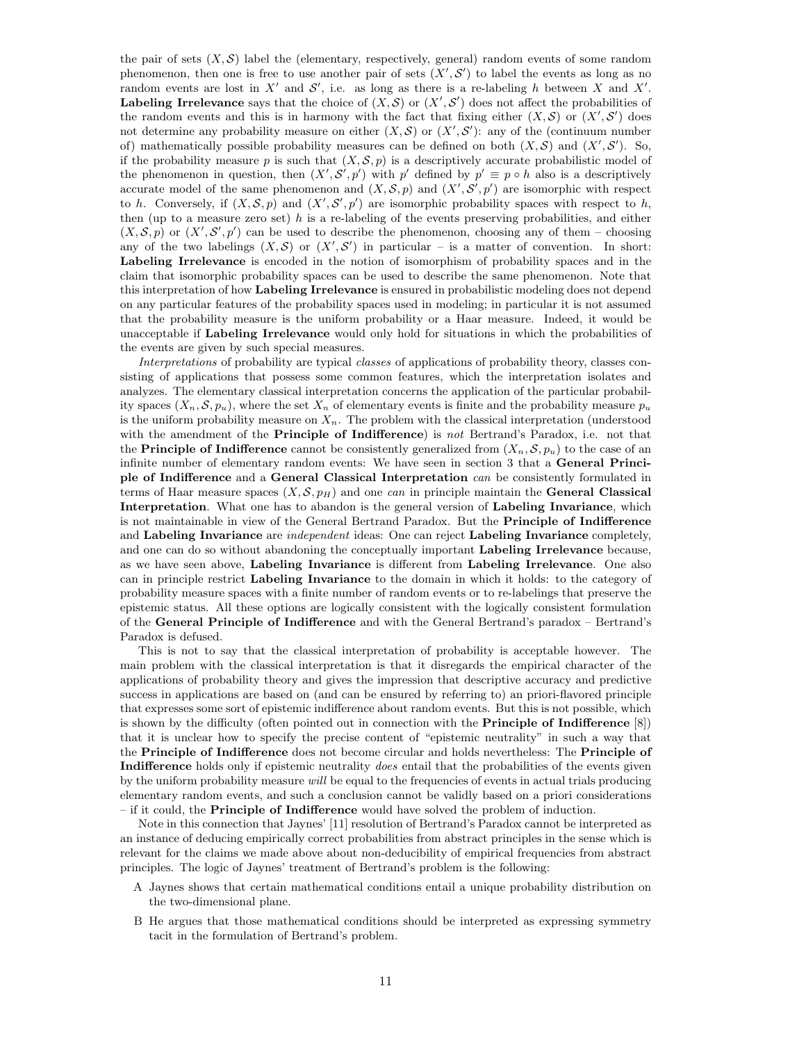the pair of sets $(X, \mathcal{S})$ label the (elementary, respectively, general) random events of some random phenomenon, then one is free to use another pair of sets $(X', \mathcal{S}')$ to label the events as long as no random events are lost in $X'$ and $\mathcal{S}'$, i.e. as long as there is a re-labeling $h$ between $X$ and $X'$. **Labeling Irrelevance** says that the choice of $(X, \mathcal{S})$ or $(X', \mathcal{S}')$ does not affect the probabilities of the random events and this is in harmony with the fact that fixing either $(X, \mathcal{S})$ or $(X', \mathcal{S}')$ does not determine any probability measure on either $(X, \mathcal{S})$ or $(X', \mathcal{S}')$: any of the (continuum number of) mathematically possible probability measures can be defined on both $(X, \mathcal{S})$ and $(X', \mathcal{S}')$. So, if the probability measure $p$ is such that $(X, \mathcal{S}, p)$ is a descriptively accurate probabilistic model of the phenomenon in question, then $(X', \mathcal{S}', p')$ with $p'$ defined by $p' \equiv p \circ h$ also is a descriptively accurate model of the same phenomenon and $(X, \mathcal{S}, p)$ and $(X', \mathcal{S}', p')$ are isomorphic with respect to $h$. Conversely, if $(X, \mathcal{S}, p)$ and $(X', \mathcal{S}', p')$ are isomorphic probability spaces with respect to $h$, then (up to a measure zero set) $h$ is a re-labeling of the events preserving probabilities, and either $(X, \mathcal{S}, p)$ or $(X', \mathcal{S}', p')$ can be used to describe the phenomenon, choosing any of them – choosing any of the two labelings $(X, \mathcal{S})$ or $(X', \mathcal{S}')$ in particular – is a matter of convention. In short: **Labeling Irrelevance** is encoded in the notion of isomorphism of probability spaces and in the claim that isomorphic probability spaces can be used to describe the same phenomenon. Note that this interpretation of how **Labeling Irrelevance** is ensured in probabilistic modeling does not depend on any particular features of the probability spaces used in modeling; in particular it is not assumed that the probability measure is the uniform probability or a Haar measure. Indeed, it would be unacceptable if **Labeling Irrelevance** would only hold for situations in which the probabilities of the events are given by such special measures.

*Interpretations* of probability are typical *classes* of applications of probability theory, classes consisting of applications that possess some common features, which the interpretation isolates and analyzes. The elementary classical interpretation concerns the application of the particular probability spaces $(X_n, \mathcal{S}, p_u)$, where the set $X_n$ of elementary events is finite and the probability measure $p_u$ is the uniform probability measure on $X_n$. The problem with the classical interpretation (understood with the amendment of the **Principle of Indifference**) is *not* Bertrand's Paradox, i.e. not that the **Principle of Indifference** cannot be consistently generalized from $(X_n, \mathcal{S}, p_u)$ to the case of an infinite number of elementary random events: We have seen in section 3 that a **General Principle of Indifference** and a **General Classical Interpretation** *can* be consistently formulated in terms of Haar measure spaces $(X, \mathcal{S}, p_H)$ and one *can* in principle maintain the **General Classical Interpretation**. What one has to abandon is the general version of **Labeling Invariance**, which is not maintainable in view of the General Bertrand Paradox. But the **Principle of Indifference** and **Labeling Invariance** are *independent* ideas: One can reject **Labeling Invariance** completely, and one can do so without abandoning the conceptually important **Labeling Irrelevance** because, as we have seen above, **Labeling Invariance** is different from **Labeling Irrelevance**. One also can in principle restrict **Labeling Invariance** to the domain in which it holds: to the category of probability measure spaces with a finite number of random events or to re-labelings that preserve the epistemic status. All these options are logically consistent with the logically consistent formulation of the **General Principle of Indifference** and with the General Bertrand's paradox – Bertrand's Paradox is defused.

This is not to say that the classical interpretation of probability is acceptable however. The main problem with the classical interpretation is that it disregards the empirical character of the applications of probability theory and gives the impression that descriptive accuracy and predictive success in applications are based on (and can be ensured by referring to) an priori-flavored principle that expresses some sort of epistemic indifference about random events. But this is not possible, which is shown by the difficulty (often pointed out in connection with the **Principle of Indifference** [8]) that it is unclear how to specify the precise content of "epistemic neutrality" in such a way that the **Principle of Indifference** does not become circular and holds nevertheless: The **Principle of Indifference** holds only if epistemic neutrality *does* entail that the probabilities of the events given by the uniform probability measure *will* be equal to the frequencies of events in actual trials producing elementary random events, and such a conclusion cannot be validly based on a priori considerations – if it could, the **Principle of Indifference** would have solved the problem of induction.

Note in this connection that Jaynes' [11] resolution of Bertrand's Paradox cannot be interpreted as an instance of deducing empirically correct probabilities from abstract principles in the sense which is relevant for the claims we made above about non-deducibility of empirical frequencies from abstract principles. The logic of Jaynes' treatment of Bertrand's problem is the following:

A Jaynes shows that certain mathematical conditions entail a unique probability distribution on the two-dimensional plane.

B He argues that those mathematical conditions should be interpreted as expressing symmetry tacit in the formulation of Bertrand's problem.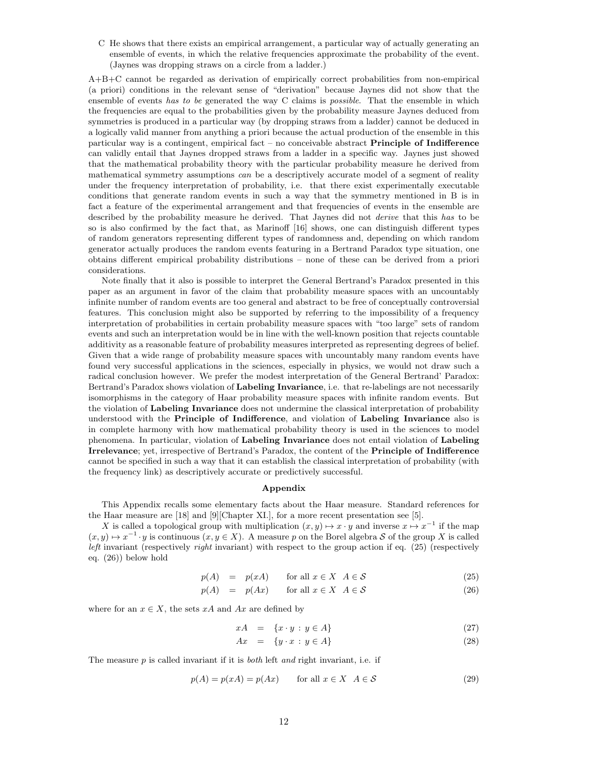C He shows that there exists an empirical arrangement, a particular way of actually generating an ensemble of events, in which the relative frequencies approximate the probability of the event. (Jaynes was dropping straws on a circle from a ladder.)

A+B+C cannot be regarded as derivation of empirically correct probabilities from non-empirical (a priori) conditions in the relevant sense of "derivation" because Jaynes did not show that the ensemble of events *has to be* generated the way C claims is *possible*. That the ensemble in which the frequencies are equal to the probabilities given by the probability measure Jaynes deduced from symmetries is produced in a particular way (by dropping straws from a ladder) cannot be deduced in a logically valid manner from anything a priori because the actual production of the ensemble in this particular way is a contingent, empirical fact – no conceivable abstract **Principle of Indifference** can validly entail that Jaynes dropped straws from a ladder in a specific way. Jaynes just showed that the mathematical probability theory with the particular probability measure he derived from mathematical symmetry assumptions *can* be a descriptively accurate model of a segment of reality under the frequency interpretation of probability, i.e. that there exist experimentally executable conditions that generate random events in such a way that the symmetry mentioned in B is in fact a feature of the experimental arrangement and that frequencies of events in the ensemble are described by the probability measure he derived. That Jaynes did not *derive* that this *has* to be so is also confirmed by the fact that, as Marinoff [16] shows, one can distinguish different types of random generators representing different types of randomness and, depending on which random generator actually produces the random events featuring in a Bertrand Paradox type situation, one obtains different empirical probability distributions – none of these can be derived from a priori considerations.

Note finally that it also is possible to interpret the General Bertrand's Paradox presented in this paper as an argument in favor of the claim that probability measure spaces with an uncountably infinite number of random events are too general and abstract to be free of conceptually controversial features. This conclusion might also be supported by referring to the impossibility of a frequency interpretation of probabilities in certain probability measure spaces with "too large" sets of random events and such an interpretation would be in line with the well-known position that rejects countable additivity as a reasonable feature of probability measures interpreted as representing degrees of belief. Given that a wide range of probability measure spaces with uncountably many random events have found very successful applications in the sciences, especially in physics, we would not draw such a radical conclusion however. We prefer the modest interpretation of the General Bertrand' Paradox: Bertrand's Paradox shows violation of **Labeling Invariance**, i.e. that re-labelings are not necessarily isomorphisms in the category of Haar probability measure spaces with infinite random events. But the violation of **Labeling Invariance** does not undermine the classical interpretation of probability understood with the **Principle of Indifference**, and violation of **Labeling Invariance** also is in complete harmony with how mathematical probability theory is used in the sciences to model phenomena. In particular, violation of **Labeling Invariance** does not entail violation of **Labeling Irrelevance**; yet, irrespective of Bertrand's Paradox, the content of the **Principle of Indifference** cannot be specified in such a way that it can establish the classical interpretation of probability (with the frequency link) as descriptively accurate or predictively successful.

## Appendix

This Appendix recalls some elementary facts about the Haar measure. Standard references for the Haar measure are [18] and [9][Chapter XI.], for a more recent presentation see [5].

$X$ is called a topological group with multiplication $(x, y) \mapsto x \cdot y$ and inverse $x \mapsto x^{-1}$ if the map $(x, y) \mapsto x^{-1} \cdot y$ is continuous $(x, y \in X)$. A measure $p$ on the Borel algebra $\mathcal{S}$ of the group $X$ is called *left* invariant (respectively *right* invariant) with respect to the group action if eq. (25) (respectively eq. (26)) below hold

$$p(A) = p(xA) \qquad \text{for all } x \in X \quad A \in \mathcal{S} \tag{25}$$

$$p(A) = p(Ax) \qquad \text{for all } x \in X \quad A \in \mathcal{S} \tag{26}$$

where for an $x \in X$, the sets $xA$ and $Ax$ are defined by

$$xA = \{x \cdot y \, : \, y \in A\} \tag{27}$$

$$Ax = \{y \cdot x \, : \, y \in A\} \tag{28}$$

The measure $p$ is called invariant if it is *both* left *and* right invariant, i.e. if

$$p(A) = p(xA) = p(Ax) \qquad \text{for all } x \in X \quad A \in \mathcal{S} \tag{29}$$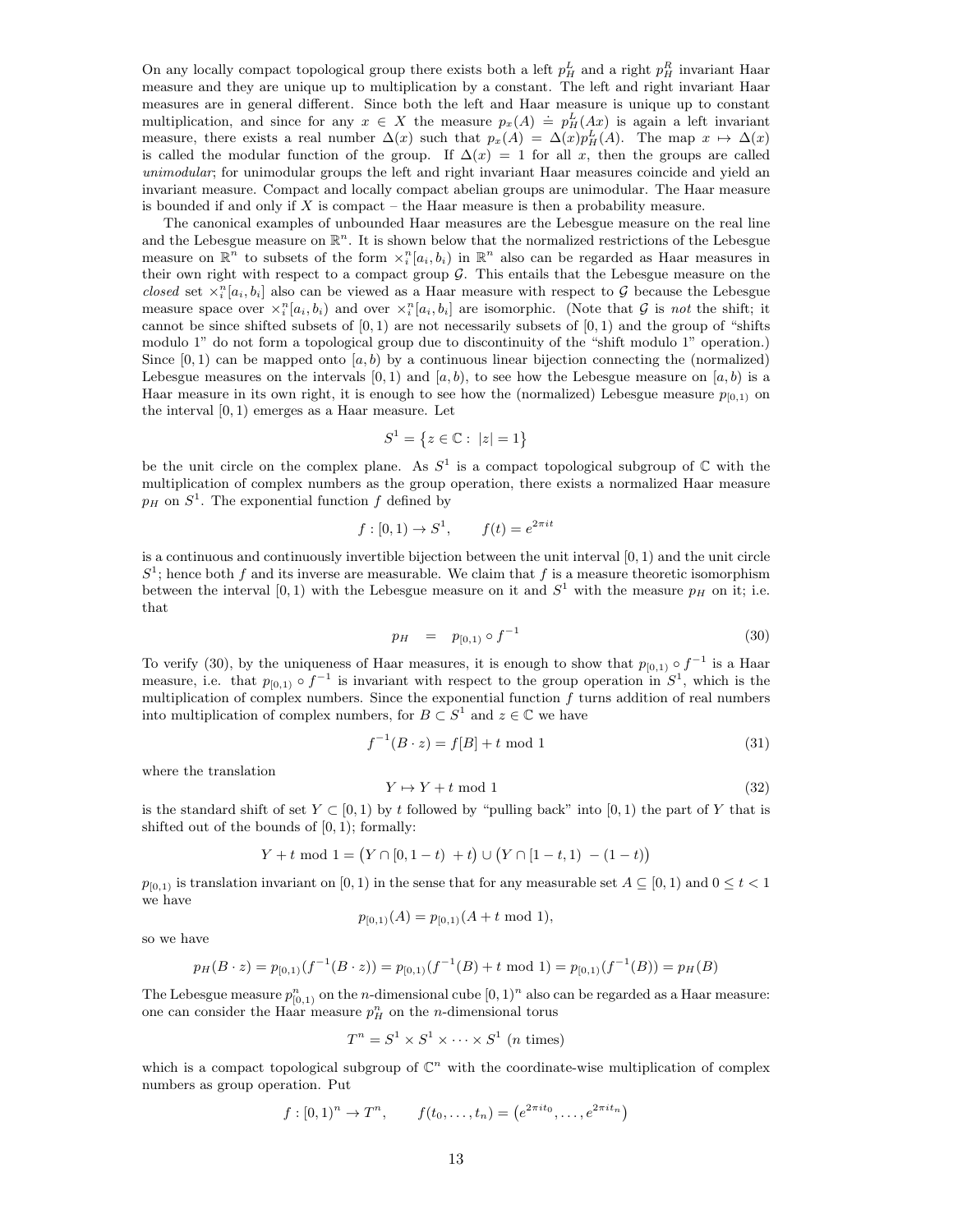On any locally compact topological group there exists both a left $p_H^L$ and a right $p_H^R$ invariant Haar measure and they are unique up to multiplication by a constant. The left and right invariant Haar measures are in general different. Since both the left and Haar measure is unique up to constant multiplication, and since for any $x \in X$ the measure $p_x(A) \doteq p_H^L(Ax)$ is again a left invariant measure, there exists a real number $\Delta(x)$ such that $p_x(A) = \Delta(x)p_H^L(A)$. The map $x \mapsto \Delta(x)$ is called the modular function of the group. If $\Delta(x) = 1$ for all $x$, then the groups are called *unimodular*; for unimodular groups the left and right invariant Haar measures coincide and yield an invariant measure. Compact and locally compact abelian groups are unimodular. The Haar measure is bounded if and only if $X$ is compact – the Haar measure is then a probability measure.

The canonical examples of unbounded Haar measures are the Lebesgue measure on the real line and the Lebesgue measure on $\mathbb{R}^n$. It is shown below that the normalized restrictions of the Lebesgue measure on $\mathbb{R}^n$ to subsets of the form $\times_i^n[a_i, b_i)$ in $\mathbb{R}^n$ also can be regarded as Haar measures in their own right with respect to a compact group $\mathcal{G}$. This entails that the Lebesgue measure on the *closed* set $\times_i^n[a_i, b_i]$ also can be viewed as a Haar measure with respect to $\mathcal{G}$ because the Lebesgue measure space over $\times_i^n[a_i, b_i)$ and over $\times_i^n[a_i, b_i]$ are isomorphic. (Note that $\mathcal{G}$ is *not* the shift; it cannot be since shifted subsets of $[0, 1)$ are not necessarily subsets of $[0, 1)$ and the group of "shifts modulo 1" do not form a topological group due to discontinuity of the "shift modulo 1" operation.) Since $[0, 1)$ can be mapped onto $[a, b)$ by a continuous linear bijection connecting the (normalized) Lebesgue measures on the intervals $[0, 1)$ and $[a, b)$, to see how the Lebesgue measure on $[a, b)$ is a Haar measure in its own right, it is enough to see how the (normalized) Lebesgue measure $p_{[0,1)}$ on the interval $[0, 1)$ emerges as a Haar measure. Let

$$S^1 = \{z \in \mathbb{C} : \ |z| = 1\}$$

be the unit circle on the complex plane. As $S^1$ is a compact topological subgroup of $\mathbb{C}$ with the multiplication of complex numbers as the group operation, there exists a normalized Haar measure $p_H$ on $S^1$. The exponential function $f$ defined by

$$f : [0, 1) \to S^1, \qquad f(t) = e^{2\pi i t}$$

is a continuous and continuously invertible bijection between the unit interval $[0, 1)$ and the unit circle $S^1$; hence both $f$ and its inverse are measurable. We claim that $f$ is a measure theoretic isomorphism between the interval $[0, 1)$ with the Lebesgue measure on it and $S^1$ with the measure $p_H$ on it; i.e. that

$$p_H \quad = \quad p_{[0,1)} \circ f^{-1} \tag{30}$$

To verify (30), by the uniqueness of Haar measures, it is enough to show that $p_{[0,1)} \circ f^{-1}$ is a Haar measure, i.e. that $p_{[0,1)} \circ f^{-1}$ is invariant with respect to the group operation in $S^1$, which is the multiplication of complex numbers. Since the exponential function $f$ turns addition of real numbers into multiplication of complex numbers, for $B \subset S^1$ and $z \in \mathbb{C}$ we have

$$f^{-1}(B \cdot z) = f[B] + t \text{ mod } 1 \tag{31}$$

where the translation

$$Y \mapsto Y + t \text{ mod } 1 \tag{32}$$

is the standard shift of set $Y \subset [0, 1)$ by $t$ followed by "pulling back" into $[0, 1)$ the part of $Y$ that is shifted out of the bounds of $[0, 1)$; formally:

$$Y + t \text{ mod } 1 = \big(Y \cap [0, 1-t) \ + t\big) \cup \big(Y \cap [1-t, 1) \ - (1-t)\big)$$

$p_{[0,1)}$ is translation invariant on $[0, 1)$ in the sense that for any measurable set $A \subseteq [0, 1)$ and $0 \leq t < 1$ we have

$$p_{[0,1)}(A) = p_{[0,1)}(A + t \text{ mod } 1),$$

so we have

$$p_H(B \cdot z) = p_{[0,1)}(f^{-1}(B \cdot z)) = p_{[0,1)}(f^{-1}(B) + t \text{ mod } 1) = p_{[0,1)}(f^{-1}(B)) = p_H(B)$$

The Lebesgue measure $p_{[0,1)}^n$ on the $n$-dimensional cube $[0, 1)^n$ also can be regarded as a Haar measure: one can consider the Haar measure $p_H^n$ on the $n$-dimensional torus

$$T^n = S^1 \times S^1 \times \cdots \times S^1 \ (n \text{ times})$$

which is a compact topological subgroup of $\mathbb{C}^n$ with the coordinate-wise multiplication of complex numbers as group operation. Put

$$f : [0, 1)^n \to T^n, \qquad f(t_0, \ldots, t_n) = \big(e^{2\pi i t_0}, \ldots, e^{2\pi i t_n}\big)$$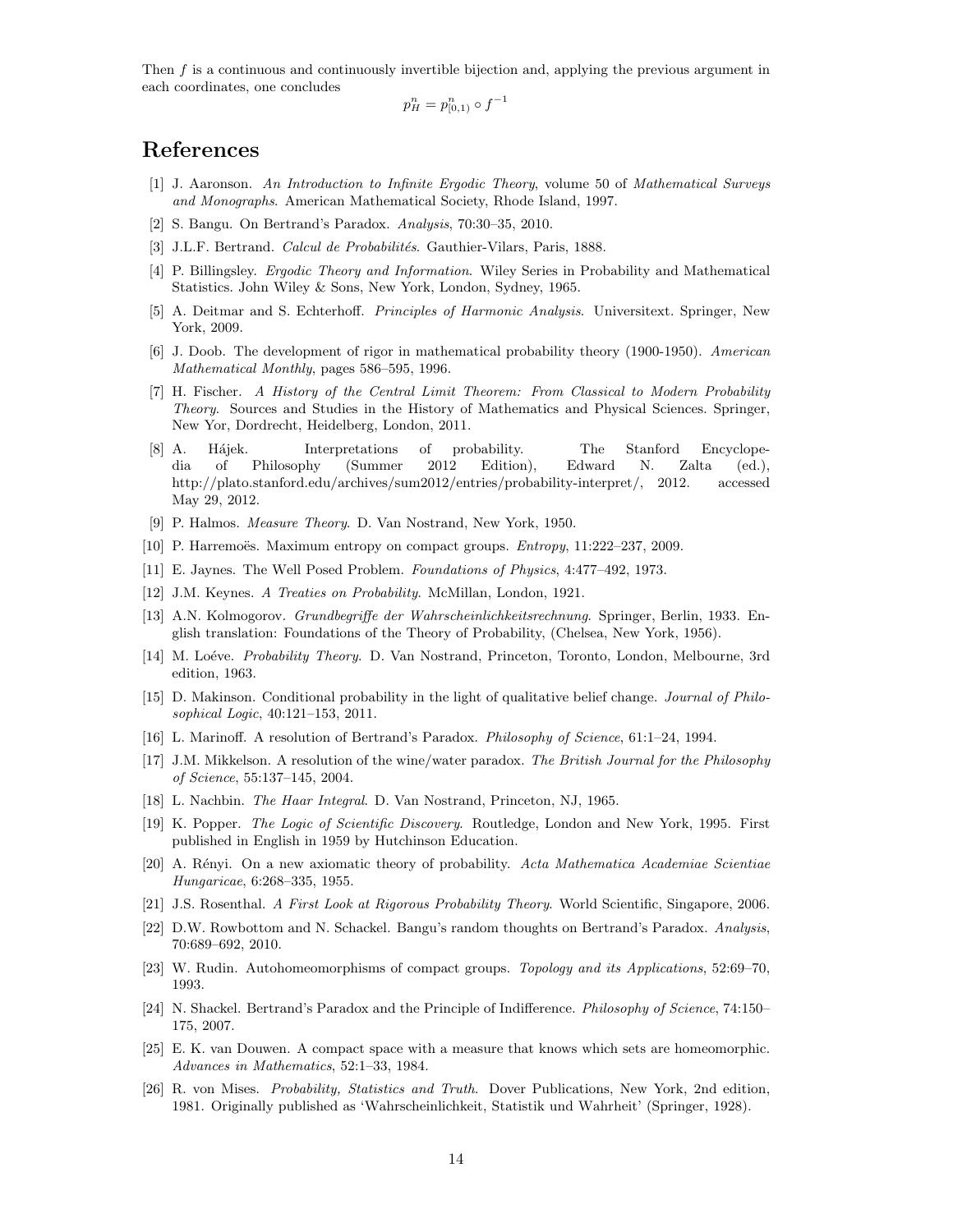Then $f$ is a continuous and continuously invertible bijection and, applying the previous argument in each coordinates, one concludes

$$p_H^n = p_{[0,1)}^n \circ f^{-1}$$

# References

[1] J. Aaronson. *An Introduction to Infinite Ergodic Theory*, volume 50 of *Mathematical Surveys and Monographs*. American Mathematical Society, Rhode Island, 1997.

[2] S. Bangu. On Bertrand's Paradox. *Analysis*, 70:30–35, 2010.

[3] J.L.F. Bertrand. *Calcul de Probabilités*. Gauthier-Vilars, Paris, 1888.

[4] P. Billingsley. *Ergodic Theory and Information*. Wiley Series in Probability and Mathematical Statistics. John Wiley & Sons, New York, London, Sydney, 1965.

[5] A. Deitmar and S. Echterhoff. *Principles of Harmonic Analysis*. Universitext. Springer, New York, 2009.

[6] J. Doob. The development of rigor in mathematical probability theory (1900-1950). *American Mathematical Monthly*, pages 586–595, 1996.

[7] H. Fischer. *A History of the Central Limit Theorem: From Classical to Modern Probability Theory*. Sources and Studies in the History of Mathematics and Physical Sciences. Springer, New Yor, Dordrecht, Heidelberg, London, 2011.

[8] A. Hájek. Interpretations of probability. The Stanford Encyclopedia of Philosophy (Summer 2012 Edition), Edward N. Zalta (ed.), http://plato.stanford.edu/archives/sum2012/entries/probability-interpret/, 2012. accessed May 29, 2012.

[9] P. Halmos. *Measure Theory*. D. Van Nostrand, New York, 1950.

[10] P. Harremoës. Maximum entropy on compact groups. *Entropy*, 11:222–237, 2009.

[11] E. Jaynes. The Well Posed Problem. *Foundations of Physics*, 4:477–492, 1973.

[12] J.M. Keynes. *A Treaties on Probability*. McMillan, London, 1921.

[13] A.N. Kolmogorov. *Grundbegriffe der Wahrscheinlichkeitsrechnung*. Springer, Berlin, 1933. English translation: Foundations of the Theory of Probability, (Chelsea, New York, 1956).

[14] M. Loéve. *Probability Theory*. D. Van Nostrand, Princeton, Toronto, London, Melbourne, 3rd edition, 1963.

[15] D. Makinson. Conditional probability in the light of qualitative belief change. *Journal of Philosophical Logic*, 40:121–153, 2011.

[16] L. Marinoff. A resolution of Bertrand's Paradox. *Philosophy of Science*, 61:1–24, 1994.

[17] J.M. Mikkelson. A resolution of the wine/water paradox. *The British Journal for the Philosophy of Science*, 55:137–145, 2004.

[18] L. Nachbin. *The Haar Integral*. D. Van Nostrand, Princeton, NJ, 1965.

[19] K. Popper. *The Logic of Scientific Discovery*. Routledge, London and New York, 1995. First published in English in 1959 by Hutchinson Education.

[20] A. Rényi. On a new axiomatic theory of probability. *Acta Mathematica Academiae Scientiae Hungaricae*, 6:268–335, 1955.

[21] J.S. Rosenthal. *A First Look at Rigorous Probability Theory*. World Scientific, Singapore, 2006.

[22] D.W. Rowbottom and N. Schackel. Bangu's random thoughts on Bertrand's Paradox. *Analysis*, 70:689–692, 2010.

[23] W. Rudin. Autohomeomorphisms of compact groups. *Topology and its Applications*, 52:69–70, 1993.

[24] N. Shackel. Bertrand's Paradox and the Principle of Indifference. *Philosophy of Science*, 74:150–175, 2007.

[25] E. K. van Douwen. A compact space with a measure that knows which sets are homeomorphic. *Advances in Mathematics*, 52:1–33, 1984.

[26] R. von Mises. *Probability, Statistics and Truth*. Dover Publications, New York, 2nd edition, 1981. Originally published as 'Wahrscheinlichkeit, Statistik und Wahrheit' (Springer, 1928).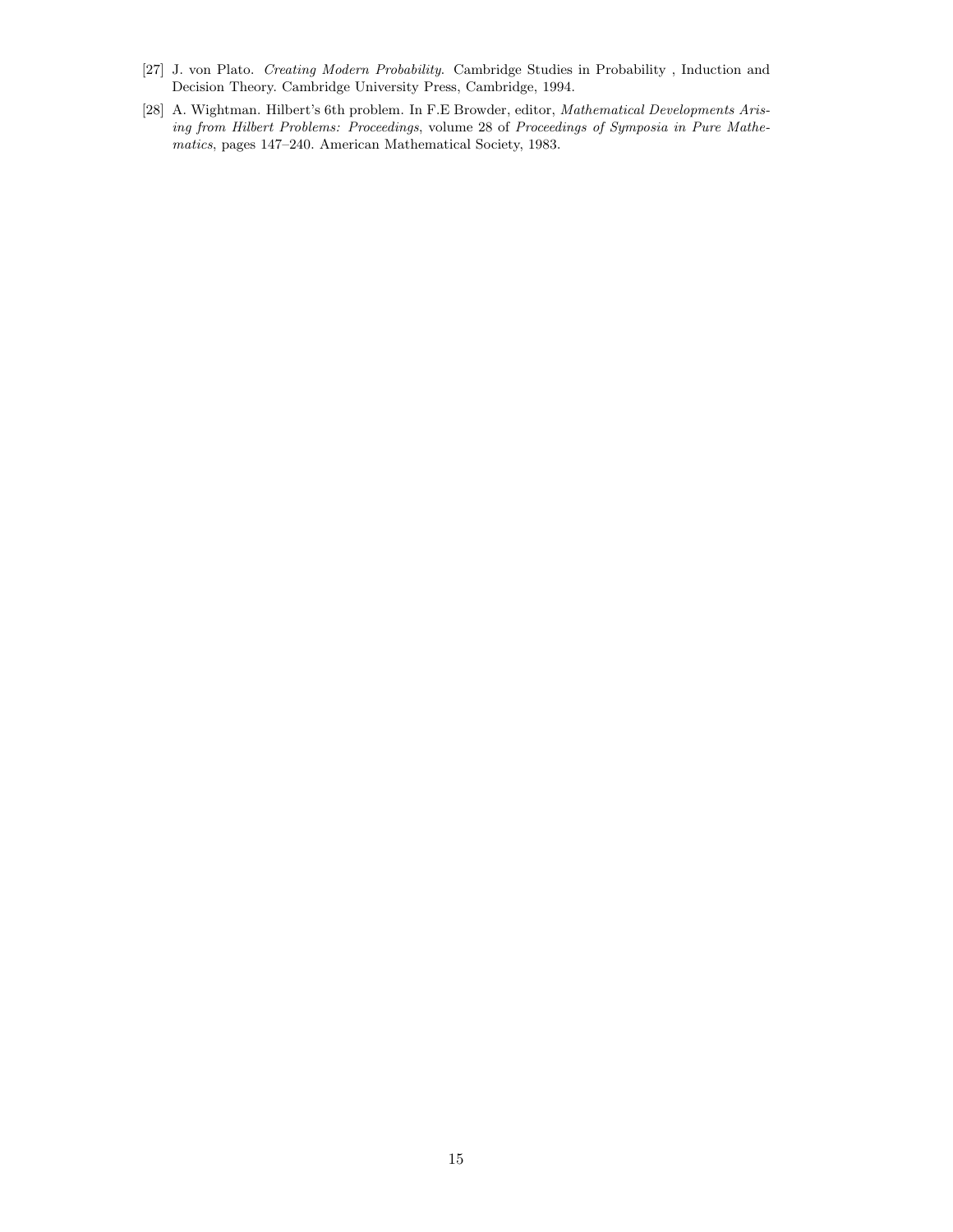[27] J. von Plato. *Creating Modern Probability*. Cambridge Studies in Probability , Induction and Decision Theory. Cambridge University Press, Cambridge, 1994.

[28] A. Wightman. Hilbert's 6th problem. In F.E Browder, editor, *Mathematical Developments Arising from Hilbert Problems: Proceedings*, volume 28 of *Proceedings of Symposia in Pure Mathematics*, pages 147–240. American Mathematical Society, 1983.